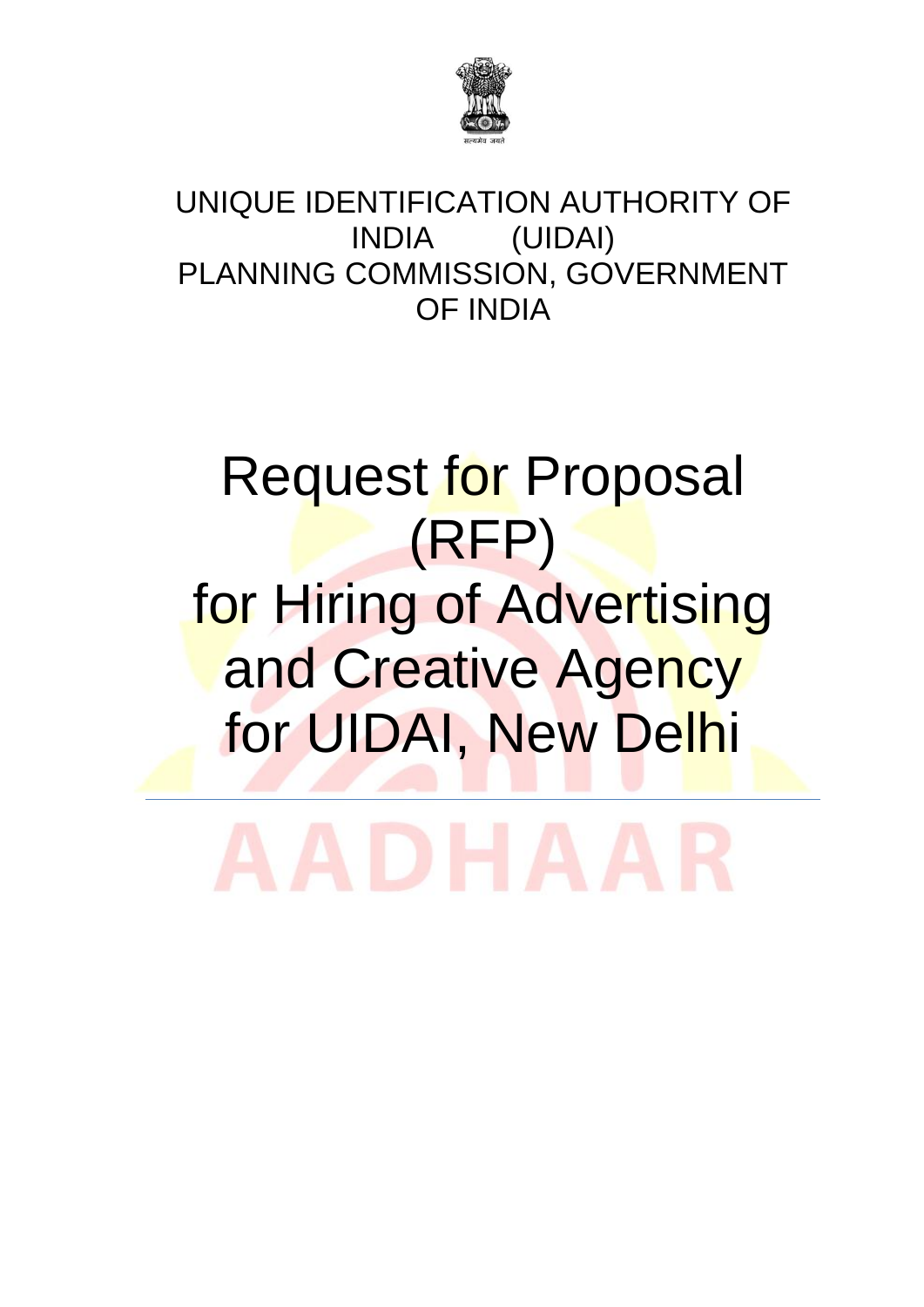सत्यमेव जयते

UNIQUE IDENTIFICATION AUTHORITY OF INDIA (UIDAI)
PLANNING COMMISSION, GOVERNMENT OF INDIA

# Request for Proposal (RFP) for Hiring of Advertising and Creative Agency for UIDAI, New Delhi

AADHAAR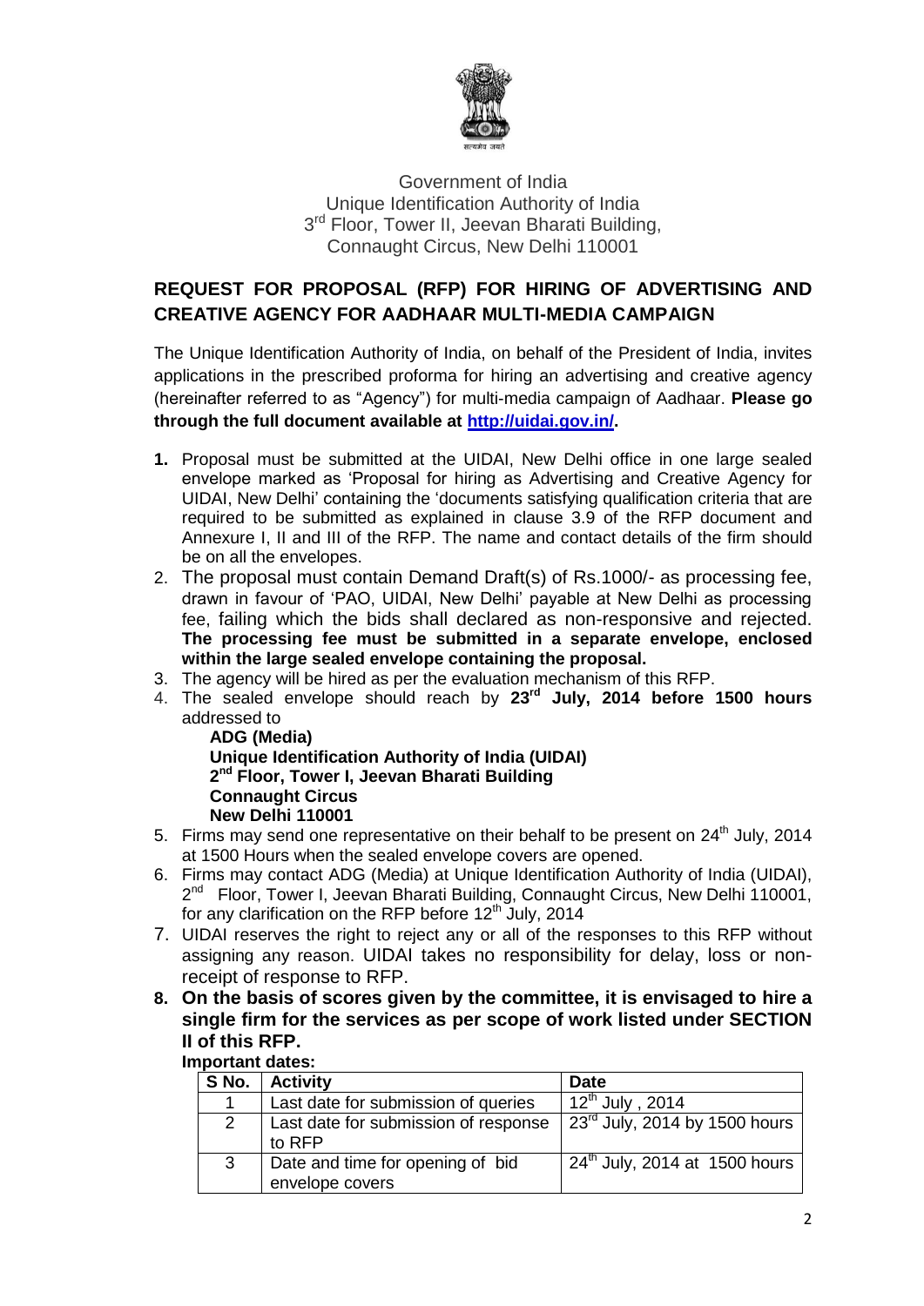Government of India
Unique Identification Authority of India
3rd Floor, Tower II, Jeevan Bharati Building,
Connaught Circus, New Delhi 110001

## REQUEST FOR PROPOSAL (RFP) FOR HIRING OF ADVERTISING AND CREATIVE AGENCY FOR AADHAAR MULTI-MEDIA CAMPAIGN

The Unique Identification Authority of India, on behalf of the President of India, invites applications in the prescribed proforma for hiring an advertising and creative agency (hereinafter referred to as "Agency") for multi-media campaign of Aadhaar. **Please go through the full document available at [http://uidai.gov.in/](http://uidai.gov.in/).**

1. Proposal must be submitted at the UIDAI, New Delhi office in one large sealed envelope marked as 'Proposal for hiring as Advertising and Creative Agency for UIDAI, New Delhi' containing the 'documents satisfying qualification criteria that are required to be submitted as explained in clause 3.9 of the RFP document and Annexure I, II and III of the RFP. The name and contact details of the firm should be on all the envelopes.
2. The proposal must contain Demand Draft(s) of Rs.1000/- as processing fee, drawn in favour of 'PAO, UIDAI, New Delhi' payable at New Delhi as processing fee, failing which the bids shall declared as non-responsive and rejected. **The processing fee must be submitted in a separate envelope, enclosed within the large sealed envelope containing the proposal.**
3. The agency will be hired as per the evaluation mechanism of this RFP.
4. The sealed envelope should reach by **23rd July, 2014 before 1500 hours** addressed to

   **ADG (Media)**
   **Unique Identification Authority of India (UIDAI)**
   **2nd Floor, Tower I, Jeevan Bharati Building**
   **Connaught Circus**
   **New Delhi 110001**
5. Firms may send one representative on their behalf to be present on 24th July, 2014 at 1500 Hours when the sealed envelope covers are opened.
6. Firms may contact ADG (Media) at Unique Identification Authority of India (UIDAI), 2nd Floor, Tower I, Jeevan Bharati Building, Connaught Circus, New Delhi 110001, for any clarification on the RFP before 12th July, 2014
7. UIDAI reserves the right to reject any or all of the responses to this RFP without assigning any reason. UIDAI takes no responsibility for delay, loss or non-receipt of response to RFP.
8. **On the basis of scores given by the committee, it is envisaged to hire a single firm for the services as per scope of work listed under SECTION II of this RFP.**

**Important dates:**

| S No. | Activity | Date |
|---|---|---|
| 1 | Last date for submission of queries | 12th July , 2014 |
| 2 | Last date for submission of response to RFP | 23rd July, 2014 by 1500 hours |
| 3 | Date and time for opening of bid envelope covers | 24th July, 2014 at 1500 hours |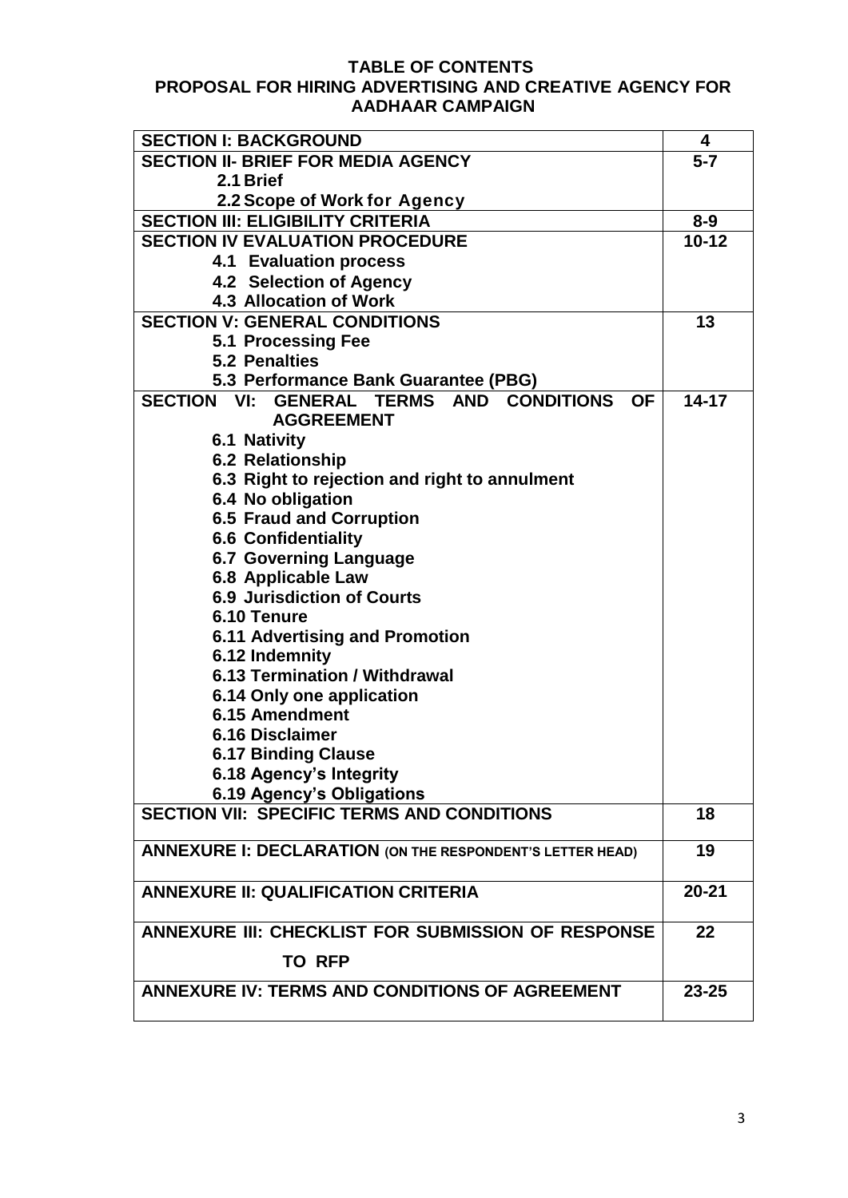# TABLE OF CONTENTS

## PROPOSAL FOR HIRING ADVERTISING AND CREATIVE AGENCY FOR AADHAAR CAMPAIGN

| **SECTION I: BACKGROUND** | **4** |
|---|---|
| **SECTION II- BRIEF FOR MEDIA AGENCY**<br>**2.1 Brief**<br>**2.2 Scope of Work for Agency** | **5-7** |
| **SECTION III: ELIGIBILITY CRITERIA** | **8-9** |
| **SECTION IV EVALUATION PROCEDURE**<br>**4.1 Evaluation process**<br>**4.2 Selection of Agency**<br>**4.3 Allocation of Work** | **10-12** |
| **SECTION V: GENERAL CONDITIONS**<br>**5.1 Processing Fee**<br>**5.2 Penalties**<br>**5.3 Performance Bank Guarantee (PBG)** | **13** |
| **SECTION VI: GENERAL TERMS AND CONDITIONS OF AGGREEMENT**<br>**6.1 Nativity**<br>**6.2 Relationship**<br>**6.3 Right to rejection and right to annulment**<br>**6.4 No obligation**<br>**6.5 Fraud and Corruption**<br>**6.6 Confidentiality**<br>**6.7 Governing Language**<br>**6.8 Applicable Law**<br>**6.9 Jurisdiction of Courts**<br>**6.10 Tenure**<br>**6.11 Advertising and Promotion**<br>**6.12 Indemnity**<br>**6.13 Termination / Withdrawal**<br>**6.14 Only one application**<br>**6.15 Amendment**<br>**6.16 Disclaimer**<br>**6.17 Binding Clause**<br>**6.18 Agency's Integrity**<br>**6.19 Agency's Obligations** | **14-17** |
| **SECTION VII: SPECIFIC TERMS AND CONDITIONS** | **18** |
| **ANNEXURE I: DECLARATION (ON THE RESPONDENT'S LETTER HEAD)** | **19** |
| **ANNEXURE II: QUALIFICATION CRITERIA** | **20-21** |
| **ANNEXURE III: CHECKLIST FOR SUBMISSION OF RESPONSE TO RFP** | **22** |
| **ANNEXURE IV: TERMS AND CONDITIONS OF AGREEMENT** | **23-25** |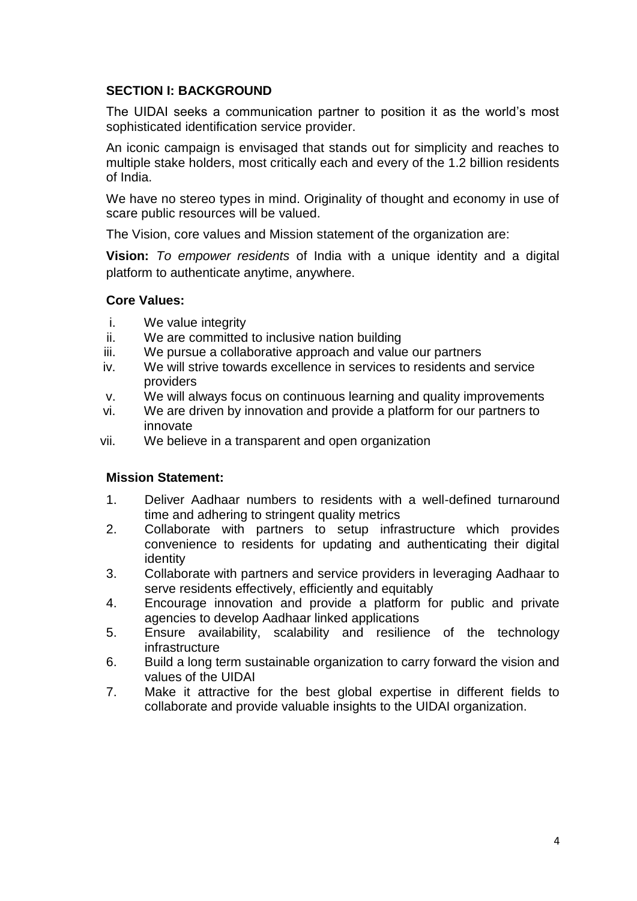## SECTION I: BACKGROUND

The UIDAI seeks a communication partner to position it as the world's most sophisticated identification service provider.

An iconic campaign is envisaged that stands out for simplicity and reaches to multiple stake holders, most critically each and every of the 1.2 billion residents of India.

We have no stereo types in mind. Originality of thought and economy in use of scare public resources will be valued.

The Vision, core values and Mission statement of the organization are:

**Vision:** *To empower residents* of India with a unique identity and a digital platform to authenticate anytime, anywhere.

### Core Values:

i. We value integrity
ii. We are committed to inclusive nation building
iii. We pursue a collaborative approach and value our partners
iv. We will strive towards excellence in services to residents and service providers
v. We will always focus on continuous learning and quality improvements
vi. We are driven by innovation and provide a platform for our partners to innovate
vii. We believe in a transparent and open organization

### Mission Statement:

1. Deliver Aadhaar numbers to residents with a well-defined turnaround time and adhering to stringent quality metrics
2. Collaborate with partners to setup infrastructure which provides convenience to residents for updating and authenticating their digital identity
3. Collaborate with partners and service providers in leveraging Aadhaar to serve residents effectively, efficiently and equitably
4. Encourage innovation and provide a platform for public and private agencies to develop Aadhaar linked applications
5. Ensure availability, scalability and resilience of the technology infrastructure
6. Build a long term sustainable organization to carry forward the vision and values of the UIDAI
7. Make it attractive for the best global expertise in different fields to collaborate and provide valuable insights to the UIDAI organization.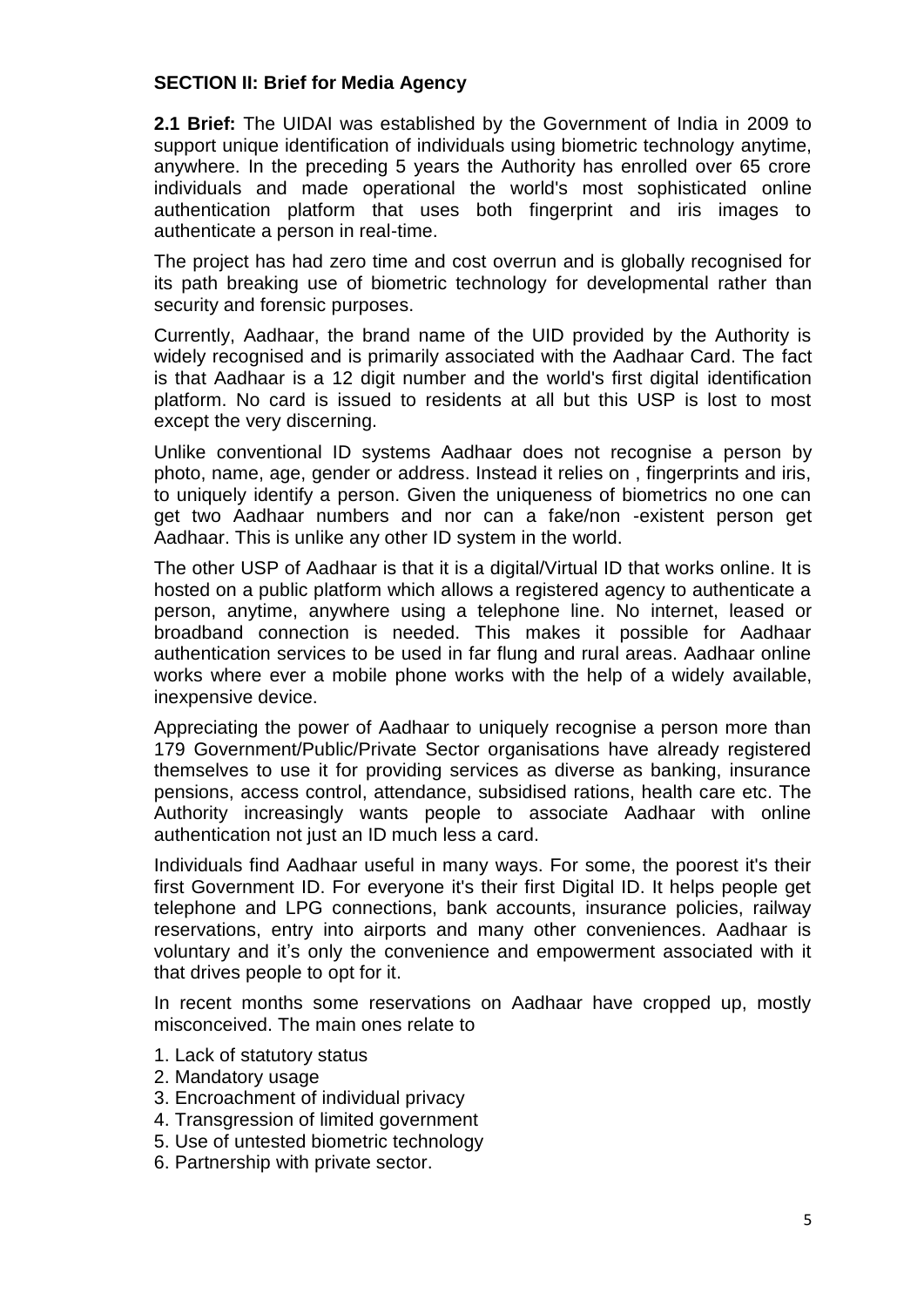### SECTION II: Brief for Media Agency

**2.1 Brief:** The UIDAI was established by the Government of India in 2009 to support unique identification of individuals using biometric technology anytime, anywhere. In the preceding 5 years the Authority has enrolled over 65 crore individuals and made operational the world's most sophisticated online authentication platform that uses both fingerprint and iris images to authenticate a person in real-time.

The project has had zero time and cost overrun and is globally recognised for its path breaking use of biometric technology for developmental rather than security and forensic purposes.

Currently, Aadhaar, the brand name of the UID provided by the Authority is widely recognised and is primarily associated with the Aadhaar Card. The fact is that Aadhaar is a 12 digit number and the world's first digital identification platform. No card is issued to residents at all but this USP is lost to most except the very discerning.

Unlike conventional ID systems Aadhaar does not recognise a person by photo, name, age, gender or address. Instead it relies on , fingerprints and iris, to uniquely identify a person. Given the uniqueness of biometrics no one can get two Aadhaar numbers and nor can a fake/non -existent person get Aadhaar. This is unlike any other ID system in the world.

The other USP of Aadhaar is that it is a digital/Virtual ID that works online. It is hosted on a public platform which allows a registered agency to authenticate a person, anytime, anywhere using a telephone line. No internet, leased or broadband connection is needed. This makes it possible for Aadhaar authentication services to be used in far flung and rural areas. Aadhaar online works where ever a mobile phone works with the help of a widely available, inexpensive device.

Appreciating the power of Aadhaar to uniquely recognise a person more than 179 Government/Public/Private Sector organisations have already registered themselves to use it for providing services as diverse as banking, insurance pensions, access control, attendance, subsidised rations, health care etc. The Authority increasingly wants people to associate Aadhaar with online authentication not just an ID much less a card.

Individuals find Aadhaar useful in many ways. For some, the poorest it's their first Government ID. For everyone it's their first Digital ID. It helps people get telephone and LPG connections, bank accounts, insurance policies, railway reservations, entry into airports and many other conveniences. Aadhaar is voluntary and it's only the convenience and empowerment associated with it that drives people to opt for it.

In recent months some reservations on Aadhaar have cropped up, mostly misconceived. The main ones relate to

1. Lack of statutory status
2. Mandatory usage
3. Encroachment of individual privacy
4. Transgression of limited government
5. Use of untested biometric technology
6. Partnership with private sector.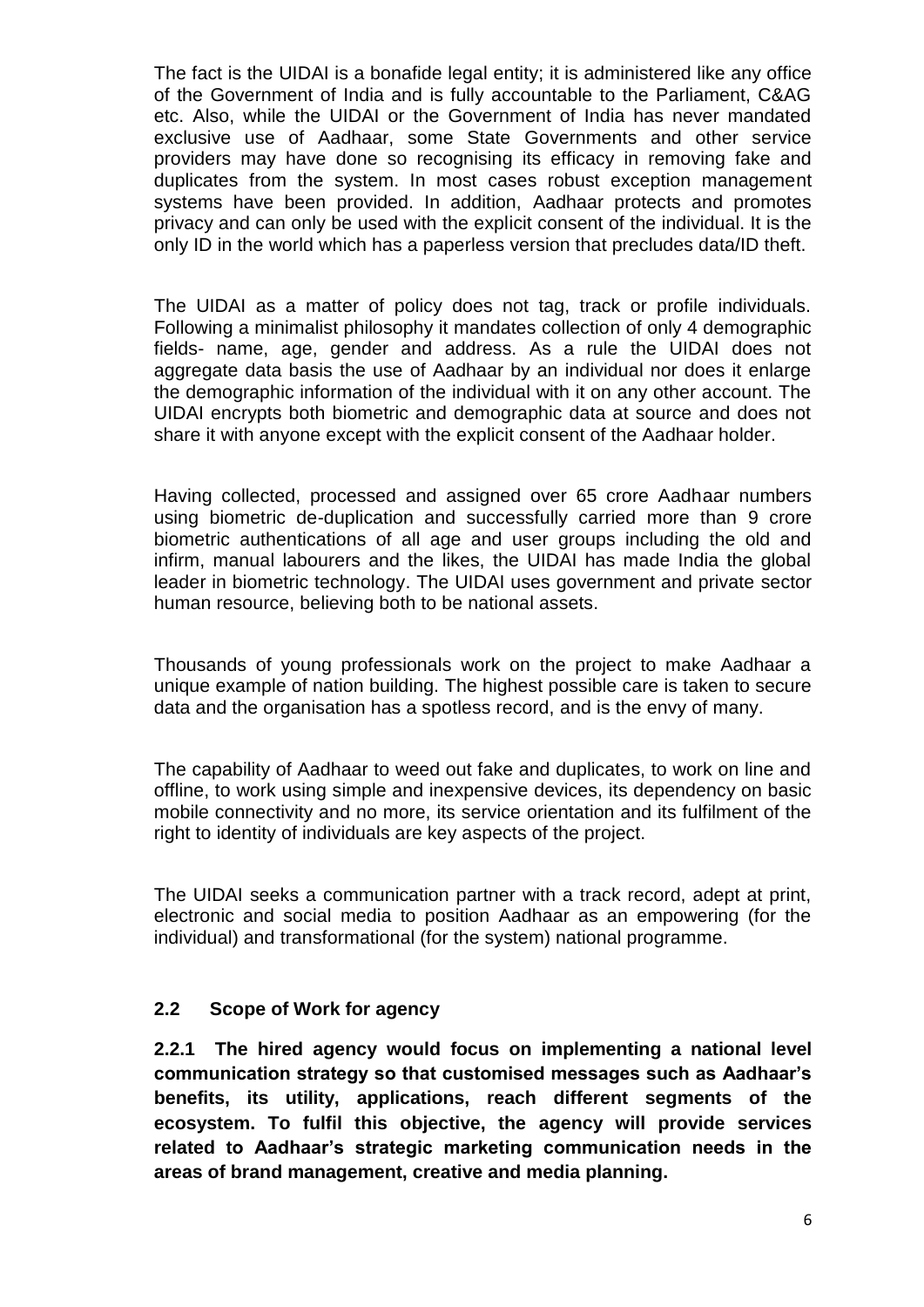The fact is the UIDAI is a bonafide legal entity; it is administered like any office of the Government of India and is fully accountable to the Parliament, C&AG etc. Also, while the UIDAI or the Government of India has never mandated exclusive use of Aadhaar, some State Governments and other service providers may have done so recognising its efficacy in removing fake and duplicates from the system. In most cases robust exception management systems have been provided. In addition, Aadhaar protects and promotes privacy and can only be used with the explicit consent of the individual. It is the only ID in the world which has a paperless version that precludes data/ID theft.

The UIDAI as a matter of policy does not tag, track or profile individuals. Following a minimalist philosophy it mandates collection of only 4 demographic fields- name, age, gender and address. As a rule the UIDAI does not aggregate data basis the use of Aadhaar by an individual nor does it enlarge the demographic information of the individual with it on any other account. The UIDAI encrypts both biometric and demographic data at source and does not share it with anyone except with the explicit consent of the Aadhaar holder.

Having collected, processed and assigned over 65 crore Aadhaar numbers using biometric de-duplication and successfully carried more than 9 crore biometric authentications of all age and user groups including the old and infirm, manual labourers and the likes, the UIDAI has made India the global leader in biometric technology. The UIDAI uses government and private sector human resource, believing both to be national assets.

Thousands of young professionals work on the project to make Aadhaar a unique example of nation building. The highest possible care is taken to secure data and the organisation has a spotless record, and is the envy of many.

The capability of Aadhaar to weed out fake and duplicates, to work on line and offline, to work using simple and inexpensive devices, its dependency on basic mobile connectivity and no more, its service orientation and its fulfilment of the right to identity of individuals are key aspects of the project.

The UIDAI seeks a communication partner with a track record, adept at print, electronic and social media to position Aadhaar as an empowering (for the individual) and transformational (for the system) national programme.

### 2.2 Scope of Work for agency

**2.2.1 The hired agency would focus on implementing a national level communication strategy so that customised messages such as Aadhaar's benefits, its utility, applications, reach different segments of the ecosystem. To fulfil this objective, the agency will provide services related to Aadhaar's strategic marketing communication needs in the areas of brand management, creative and media planning.**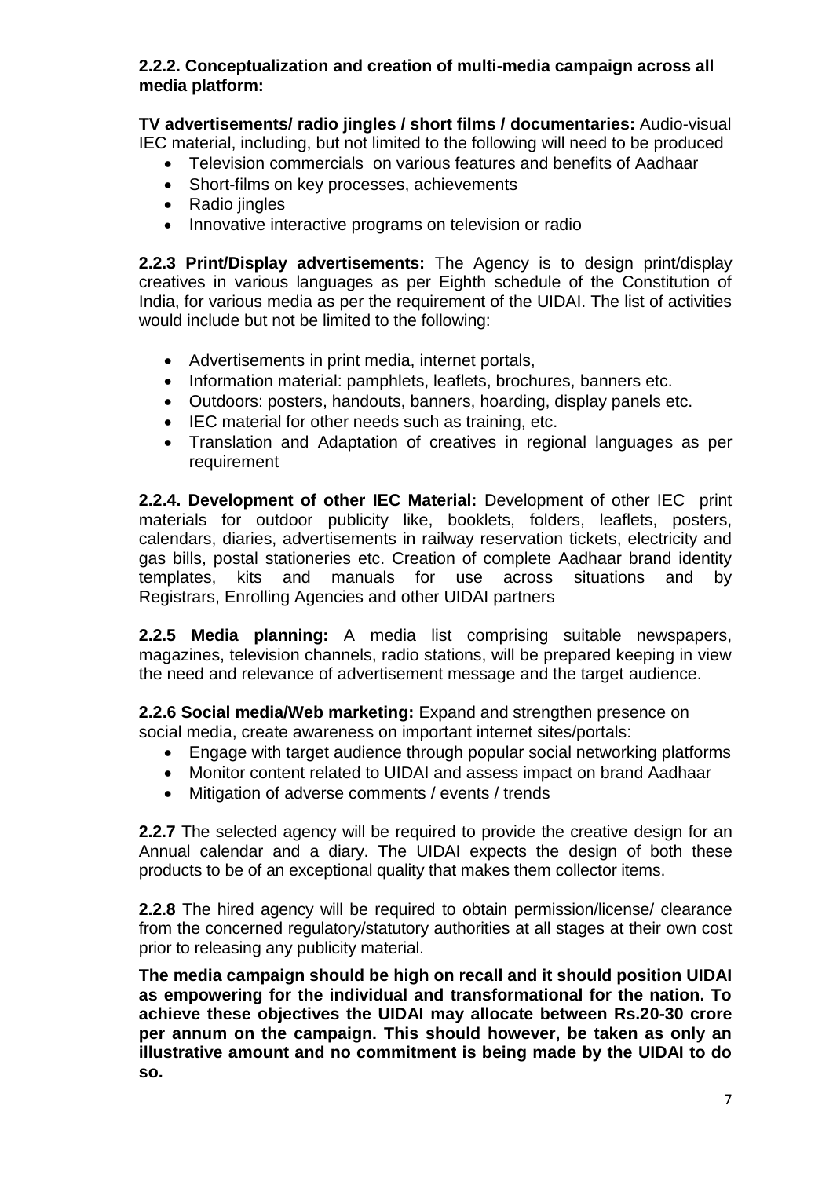**2.2.2. Conceptualization and creation of multi-media campaign across all media platform:**

**TV advertisements/ radio jingles / short films / documentaries:** Audio-visual IEC material, including, but not limited to the following will need to be produced

- Television commercials on various features and benefits of Aadhaar
- Short-films on key processes, achievements
- Radio jingles
- Innovative interactive programs on television or radio

**2.2.3 Print/Display advertisements:** The Agency is to design print/display creatives in various languages as per Eighth schedule of the Constitution of India, for various media as per the requirement of the UIDAI. The list of activities would include but not be limited to the following:

- Advertisements in print media, internet portals,
- Information material: pamphlets, leaflets, brochures, banners etc.
- Outdoors: posters, handouts, banners, hoarding, display panels etc.
- IEC material for other needs such as training, etc.
- Translation and Adaptation of creatives in regional languages as per requirement

**2.2.4. Development of other IEC Material:** Development of other IEC print materials for outdoor publicity like, booklets, folders, leaflets, posters, calendars, diaries, advertisements in railway reservation tickets, electricity and gas bills, postal stationeries etc. Creation of complete Aadhaar brand identity templates, kits and manuals for use across situations and by Registrars, Enrolling Agencies and other UIDAI partners

**2.2.5 Media planning:** A media list comprising suitable newspapers, magazines, television channels, radio stations, will be prepared keeping in view the need and relevance of advertisement message and the target audience.

**2.2.6 Social media/Web marketing:** Expand and strengthen presence on social media, create awareness on important internet sites/portals:

- Engage with target audience through popular social networking platforms
- Monitor content related to UIDAI and assess impact on brand Aadhaar
- Mitigation of adverse comments / events / trends

**2.2.7** The selected agency will be required to provide the creative design for an Annual calendar and a diary. The UIDAI expects the design of both these products to be of an exceptional quality that makes them collector items.

**2.2.8** The hired agency will be required to obtain permission/license/ clearance from the concerned regulatory/statutory authorities at all stages at their own cost prior to releasing any publicity material.

**The media campaign should be high on recall and it should position UIDAI as empowering for the individual and transformational for the nation. To achieve these objectives the UIDAI may allocate between Rs.20-30 crore per annum on the campaign. This should however, be taken as only an illustrative amount and no commitment is being made by the UIDAI to do so.**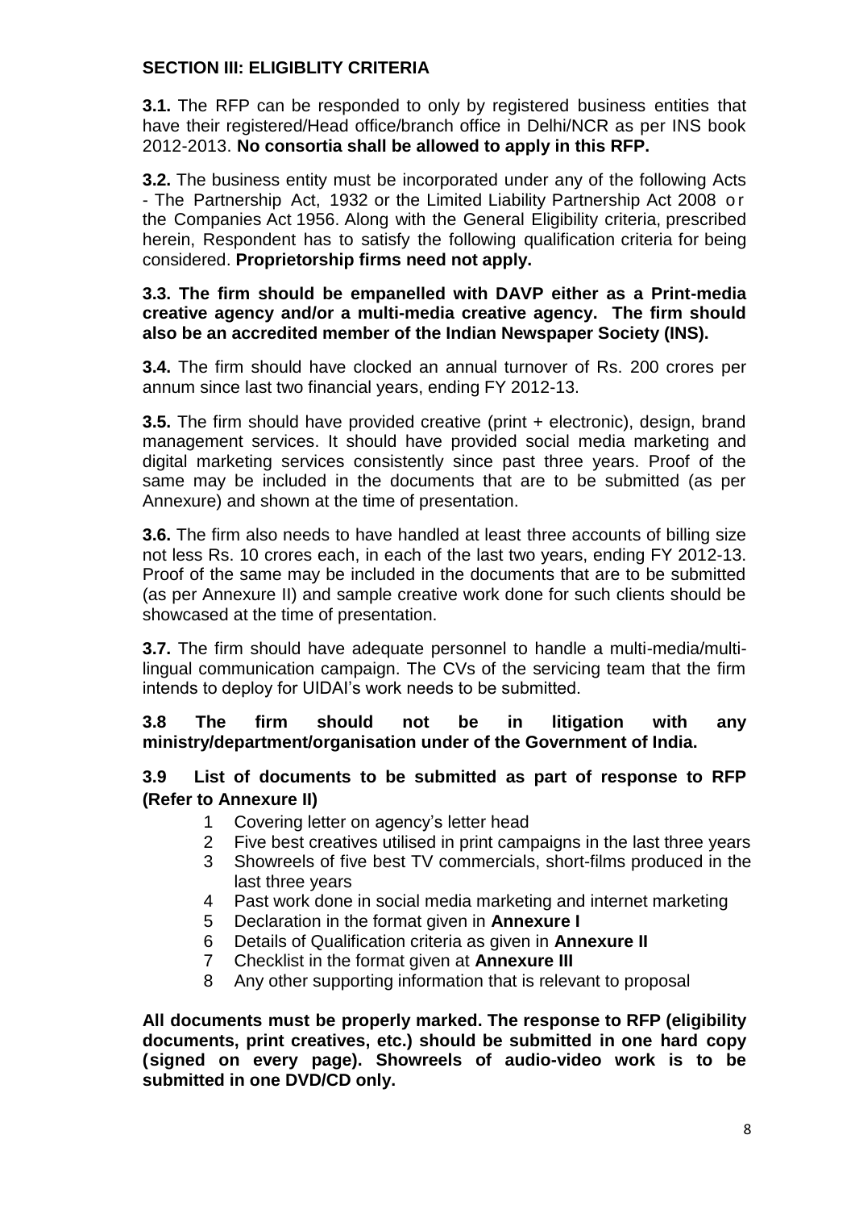## SECTION III: ELIGIBLITY CRITERIA

**3.1.** The RFP can be responded to only by registered business entities that have their registered/Head office/branch office in Delhi/NCR as per INS book 2012-2013. **No consortia shall be allowed to apply in this RFP.**

**3.2.** The business entity must be incorporated under any of the following Acts - The Partnership Act, 1932 or the Limited Liability Partnership Act 2008 or the Companies Act 1956. Along with the General Eligibility criteria, prescribed herein, Respondent has to satisfy the following qualification criteria for being considered. **Proprietorship firms need not apply.**

**3.3. The firm should be empanelled with DAVP either as a Print-media creative agency and/or a multi-media creative agency. The firm should also be an accredited member of the Indian Newspaper Society (INS).**

**3.4.** The firm should have clocked an annual turnover of Rs. 200 crores per annum since last two financial years, ending FY 2012-13.

**3.5.** The firm should have provided creative (print + electronic), design, brand management services. It should have provided social media marketing and digital marketing services consistently since past three years. Proof of the same may be included in the documents that are to be submitted (as per Annexure) and shown at the time of presentation.

**3.6.** The firm also needs to have handled at least three accounts of billing size not less Rs. 10 crores each, in each of the last two years, ending FY 2012-13. Proof of the same may be included in the documents that are to be submitted (as per Annexure II) and sample creative work done for such clients should be showcased at the time of presentation.

**3.7.** The firm should have adequate personnel to handle a multi-media/multi-lingual communication campaign. The CVs of the servicing team that the firm intends to deploy for UIDAI's work needs to be submitted.

**3.8 The firm should not be in litigation with any ministry/department/organisation under of the Government of India.**

**3.9 List of documents to be submitted as part of response to RFP (Refer to Annexure II)**

1. Covering letter on agency's letter head
2. Five best creatives utilised in print campaigns in the last three years
3. Showreels of five best TV commercials, short-films produced in the last three years
4. Past work done in social media marketing and internet marketing
5. Declaration in the format given in **Annexure I**
6. Details of Qualification criteria as given in **Annexure II**
7. Checklist in the format given at **Annexure III**
8. Any other supporting information that is relevant to proposal

**All documents must be properly marked. The response to RFP (eligibility documents, print creatives, etc.) should be submitted in one hard copy (signed on every page). Showreels of audio-video work is to be submitted in one DVD/CD only.**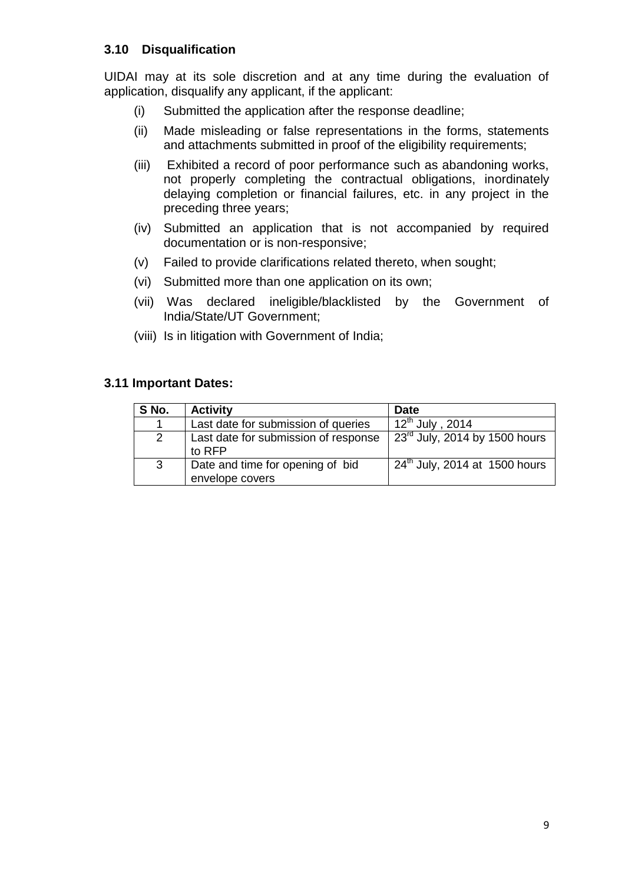### 3.10 Disqualification

UIDAI may at its sole discretion and at any time during the evaluation of application, disqualify any applicant, if the applicant:

(i) Submitted the application after the response deadline;

(ii) Made misleading or false representations in the forms, statements and attachments submitted in proof of the eligibility requirements;

(iii) Exhibited a record of poor performance such as abandoning works, not properly completing the contractual obligations, inordinately delaying completion or financial failures, etc. in any project in the preceding three years;

(iv) Submitted an application that is not accompanied by required documentation or is non-responsive;

(v) Failed to provide clarifications related thereto, when sought;

(vi) Submitted more than one application on its own;

(vii) Was declared ineligible/blacklisted by the Government of India/State/UT Government;

(viii) Is in litigation with Government of India;

### 3.11 Important Dates:

| S No. | Activity | Date |
|---|---|---|
| 1 | Last date for submission of queries | 12th July , 2014 |
| 2 | Last date for submission of response to RFP | 23rd July, 2014 by 1500 hours |
| 3 | Date and time for opening of bid envelope covers | 24th July, 2014 at 1500 hours |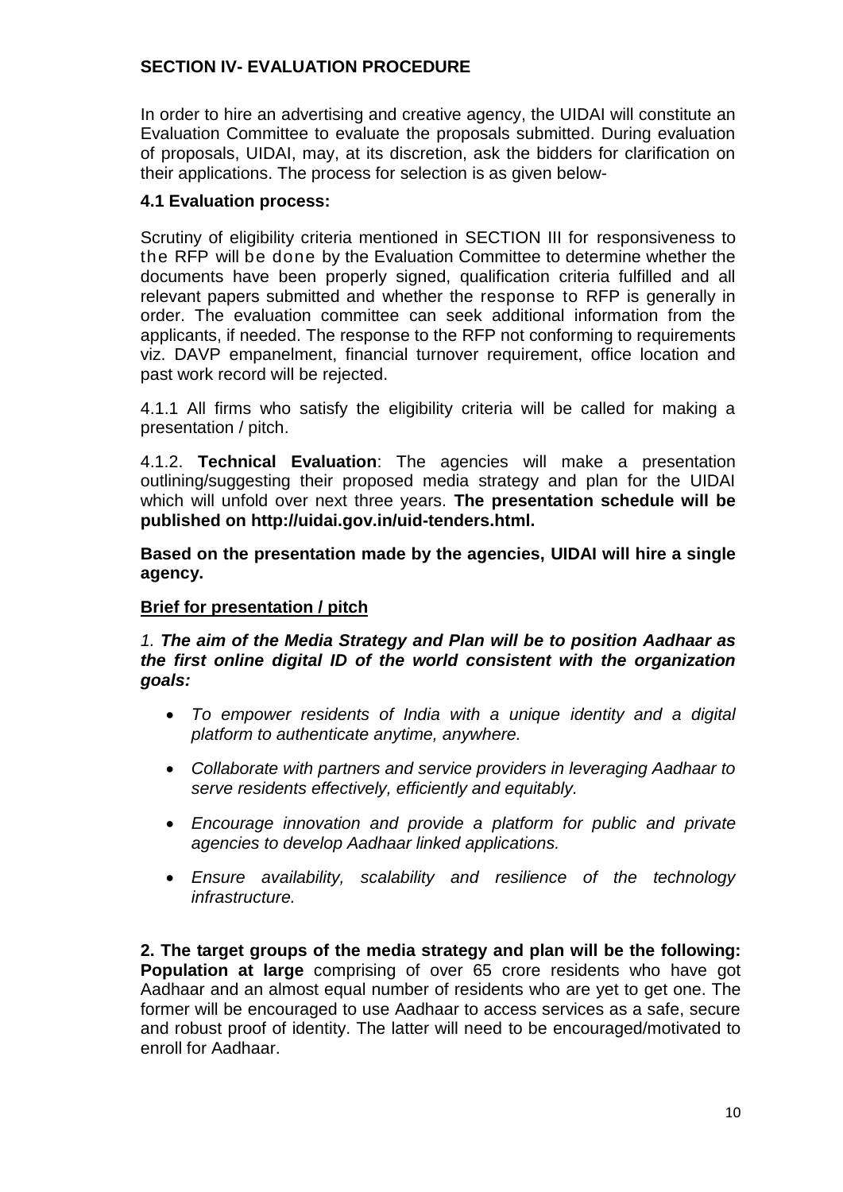## SECTION IV- EVALUATION PROCEDURE

In order to hire an advertising and creative agency, the UIDAI will constitute an Evaluation Committee to evaluate the proposals submitted. During evaluation of proposals, UIDAI, may, at its discretion, ask the bidders for clarification on their applications. The process for selection is as given below-

### 4.1 Evaluation process:

Scrutiny of eligibility criteria mentioned in SECTION III for responsiveness to the RFP will be done by the Evaluation Committee to determine whether the documents have been properly signed, qualification criteria fulfilled and all relevant papers submitted and whether the response to RFP is generally in order. The evaluation committee can seek additional information from the applicants, if needed. The response to the RFP not conforming to requirements viz. DAVP empanelment, financial turnover requirement, office location and past work record will be rejected.

4.1.1 All firms who satisfy the eligibility criteria will be called for making a presentation / pitch.

4.1.2. **Technical Evaluation**: The agencies will make a presentation outlining/suggesting their proposed media strategy and plan for the UIDAI which will unfold over next three years. **The presentation schedule will be published on http://uidai.gov.in/uid-tenders.html.**

**Based on the presentation made by the agencies, UIDAI will hire a single agency.**

**<u>Brief for presentation / pitch</u>**

*1.* ***The aim of the Media Strategy and Plan will be to position Aadhaar as the first online digital ID of the world consistent with the organization goals:***

- *To empower residents of India with a unique identity and a digital platform to authenticate anytime, anywhere.*
- *Collaborate with partners and service providers in leveraging Aadhaar to serve residents effectively, efficiently and equitably.*
- *Encourage innovation and provide a platform for public and private agencies to develop Aadhaar linked applications.*
- *Ensure availability, scalability and resilience of the technology infrastructure.*

**2. The target groups of the media strategy and plan will be the following: Population at large** comprising of over 65 crore residents who have got Aadhaar and an almost equal number of residents who are yet to get one. The former will be encouraged to use Aadhaar to access services as a safe, secure and robust proof of identity. The latter will need to be encouraged/motivated to enroll for Aadhaar.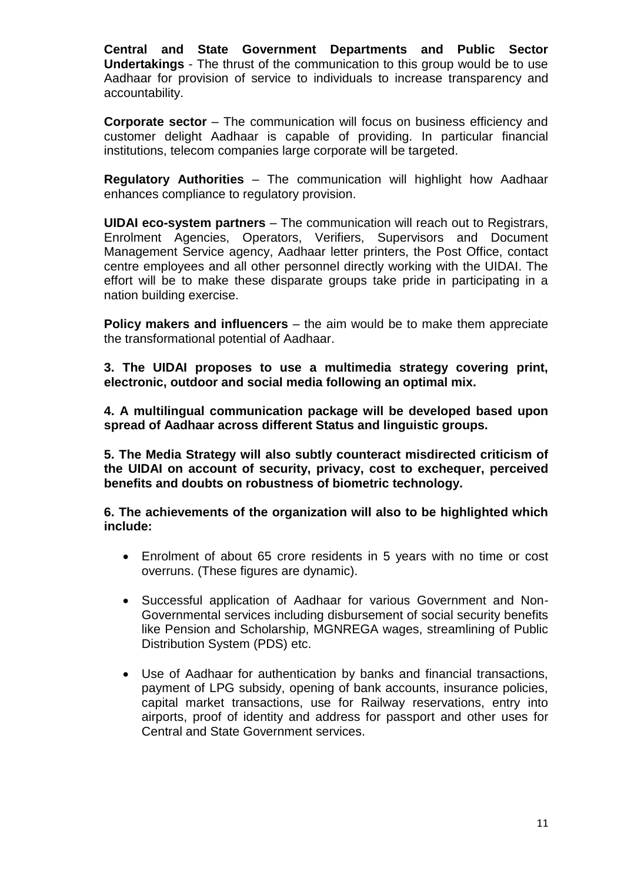**Central and State Government Departments and Public Sector Undertakings** - The thrust of the communication to this group would be to use Aadhaar for provision of service to individuals to increase transparency and accountability.

**Corporate sector** – The communication will focus on business efficiency and customer delight Aadhaar is capable of providing. In particular financial institutions, telecom companies large corporate will be targeted.

**Regulatory Authorities** – The communication will highlight how Aadhaar enhances compliance to regulatory provision.

**UIDAI eco-system partners** – The communication will reach out to Registrars, Enrolment Agencies, Operators, Verifiers, Supervisors and Document Management Service agency, Aadhaar letter printers, the Post Office, contact centre employees and all other personnel directly working with the UIDAI. The effort will be to make these disparate groups take pride in participating in a nation building exercise.

**Policy makers and influencers** – the aim would be to make them appreciate the transformational potential of Aadhaar.

**3. The UIDAI proposes to use a multimedia strategy covering print, electronic, outdoor and social media following an optimal mix.**

**4. A multilingual communication package will be developed based upon spread of Aadhaar across different Status and linguistic groups.**

**5. The Media Strategy will also subtly counteract misdirected criticism of the UIDAI on account of security, privacy, cost to exchequer, perceived benefits and doubts on robustness of biometric technology.**

**6. The achievements of the organization will also to be highlighted which include:**

- Enrolment of about 65 crore residents in 5 years with no time or cost overruns. (These figures are dynamic).
- Successful application of Aadhaar for various Government and Non-Governmental services including disbursement of social security benefits like Pension and Scholarship, MGNREGA wages, streamlining of Public Distribution System (PDS) etc.
- Use of Aadhaar for authentication by banks and financial transactions, payment of LPG subsidy, opening of bank accounts, insurance policies, capital market transactions, use for Railway reservations, entry into airports, proof of identity and address for passport and other uses for Central and State Government services.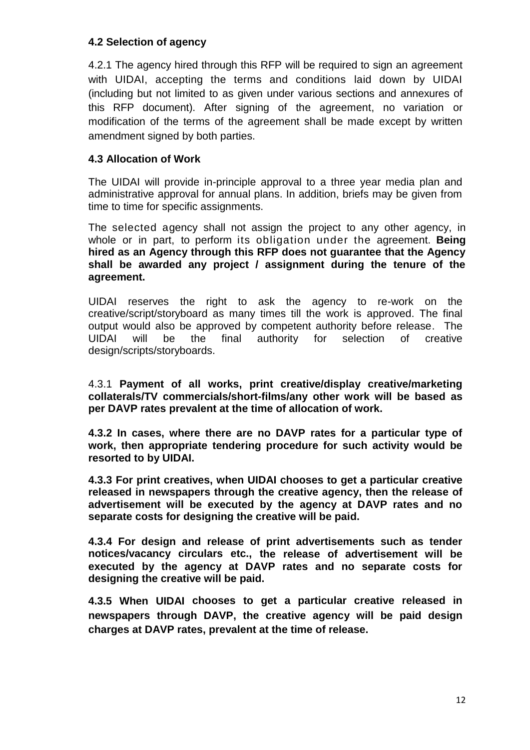### 4.2 Selection of agency

4.2.1 The agency hired through this RFP will be required to sign an agreement with UIDAI, accepting the terms and conditions laid down by UIDAI (including but not limited to as given under various sections and annexures of this RFP document). After signing of the agreement, no variation or modification of the terms of the agreement shall be made except by written amendment signed by both parties.

### 4.3 Allocation of Work

The UIDAI will provide in-principle approval to a three year media plan and administrative approval for annual plans. In addition, briefs may be given from time to time for specific assignments.

The selected agency shall not assign the project to any other agency, in whole or in part, to perform its obligation under the agreement. **Being hired as an Agency through this RFP does not guarantee that the Agency shall be awarded any project / assignment during the tenure of the agreement.**

UIDAI reserves the right to ask the agency to re-work on the creative/script/storyboard as many times till the work is approved. The final output would also be approved by competent authority before release. The UIDAI will be the final authority for selection of creative design/scripts/storyboards.

4.3.1 **Payment of all works, print creative/display creative/marketing collaterals/TV commercials/short-films/any other work will be based as per DAVP rates prevalent at the time of allocation of work.**

**4.3.2 In cases, where there are no DAVP rates for a particular type of work, then appropriate tendering procedure for such activity would be resorted to by UIDAI.**

**4.3.3 For print creatives, when UIDAI chooses to get a particular creative released in newspapers through the creative agency, then the release of advertisement will be executed by the agency at DAVP rates and no separate costs for designing the creative will be paid.**

**4.3.4 For design and release of print advertisements such as tender notices/vacancy circulars etc., the release of advertisement will be executed by the agency at DAVP rates and no separate costs for designing the creative will be paid.**

**4.3.5 When UIDAI chooses to get a particular creative released in newspapers through DAVP, the creative agency will be paid design charges at DAVP rates, prevalent at the time of release.**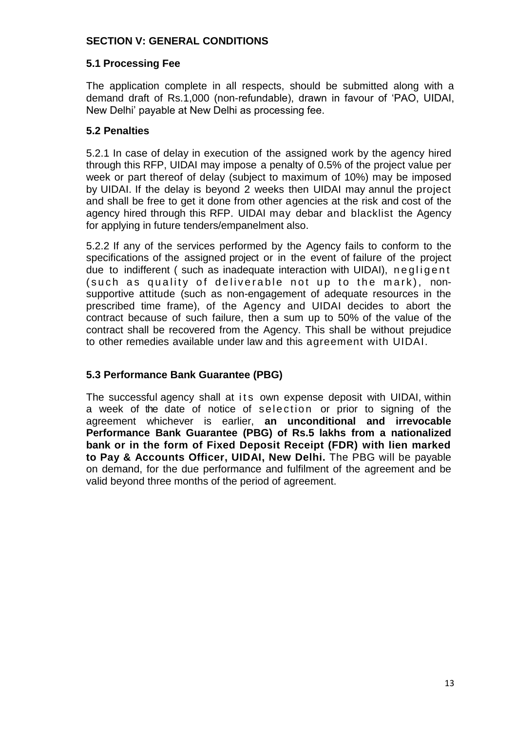## SECTION V: GENERAL CONDITIONS

### 5.1 Processing Fee

The application complete in all respects, should be submitted along with a demand draft of Rs.1,000 (non-refundable), drawn in favour of 'PAO, UIDAI, New Delhi' payable at New Delhi as processing fee.

### 5.2 Penalties

5.2.1 In case of delay in execution of the assigned work by the agency hired through this RFP, UIDAI may impose a penalty of 0.5% of the project value per week or part thereof of delay (subject to maximum of 10%) may be imposed by UIDAI. If the delay is beyond 2 weeks then UIDAI may annul the project and shall be free to get it done from other agencies at the risk and cost of the agency hired through this RFP. UIDAI may debar and blacklist the Agency for applying in future tenders/empanelment also.

5.2.2 If any of the services performed by the Agency fails to conform to the specifications of the assigned project or in the event of failure of the project due to indifferent ( such as inadequate interaction with UIDAI), negligent (such as quality of deliverable not up to the mark), non-supportive attitude (such as non-engagement of adequate resources in the prescribed time frame), of the Agency and UIDAI decides to abort the contract because of such failure, then a sum up to 50% of the value of the contract shall be recovered from the Agency. This shall be without prejudice to other remedies available under law and this agreement with UIDAI.

### 5.3 Performance Bank Guarantee (PBG)

The successful agency shall at its own expense deposit with UIDAI, within a week of the date of notice of selection or prior to signing of the agreement whichever is earlier, **an unconditional and irrevocable Performance Bank Guarantee (PBG) of Rs.5 lakhs from a nationalized bank or in the form of Fixed Deposit Receipt (FDR) with lien marked to Pay & Accounts Officer, UIDAI, New Delhi.** The PBG will be payable on demand, for the due performance and fulfilment of the agreement and be valid beyond three months of the period of agreement.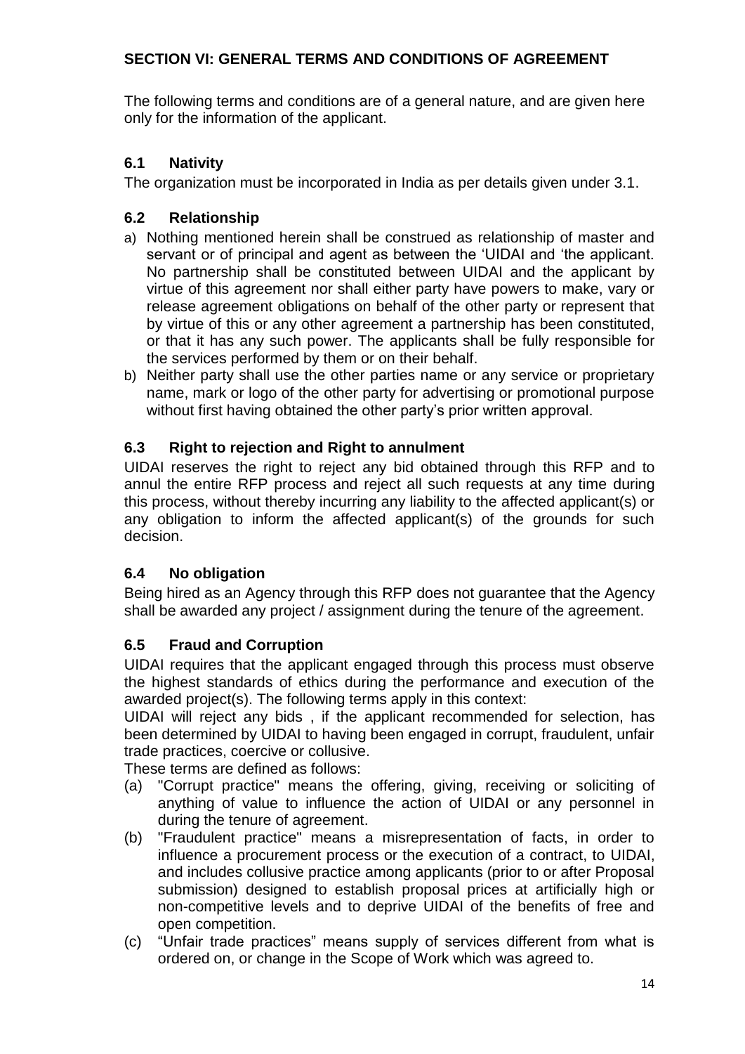## SECTION VI: GENERAL TERMS AND CONDITIONS OF AGREEMENT

The following terms and conditions are of a general nature, and are given here only for the information of the applicant.

### 6.1 Nativity

The organization must be incorporated in India as per details given under 3.1.

### 6.2 Relationship

a) Nothing mentioned herein shall be construed as relationship of master and servant or of principal and agent as between the 'UIDAI and 'the applicant. No partnership shall be constituted between UIDAI and the applicant by virtue of this agreement nor shall either party have powers to make, vary or release agreement obligations on behalf of the other party or represent that by virtue of this or any other agreement a partnership has been constituted, or that it has any such power. The applicants shall be fully responsible for the services performed by them or on their behalf.

b) Neither party shall use the other parties name or any service or proprietary name, mark or logo of the other party for advertising or promotional purpose without first having obtained the other party's prior written approval.

### 6.3 Right to rejection and Right to annulment

UIDAI reserves the right to reject any bid obtained through this RFP and to annul the entire RFP process and reject all such requests at any time during this process, without thereby incurring any liability to the affected applicant(s) or any obligation to inform the affected applicant(s) of the grounds for such decision.

### 6.4 No obligation

Being hired as an Agency through this RFP does not guarantee that the Agency shall be awarded any project / assignment during the tenure of the agreement.

### 6.5 Fraud and Corruption

UIDAI requires that the applicant engaged through this process must observe the highest standards of ethics during the performance and execution of the awarded project(s). The following terms apply in this context:

UIDAI will reject any bids , if the applicant recommended for selection, has been determined by UIDAI to having been engaged in corrupt, fraudulent, unfair trade practices, coercive or collusive.

These terms are defined as follows:

(a) "Corrupt practice" means the offering, giving, receiving or soliciting of anything of value to influence the action of UIDAI or any personnel in during the tenure of agreement.

(b) "Fraudulent practice" means a misrepresentation of facts, in order to influence a procurement process or the execution of a contract, to UIDAI, and includes collusive practice among applicants (prior to or after Proposal submission) designed to establish proposal prices at artificially high or non-competitive levels and to deprive UIDAI of the benefits of free and open competition.

(c) "Unfair trade practices" means supply of services different from what is ordered on, or change in the Scope of Work which was agreed to.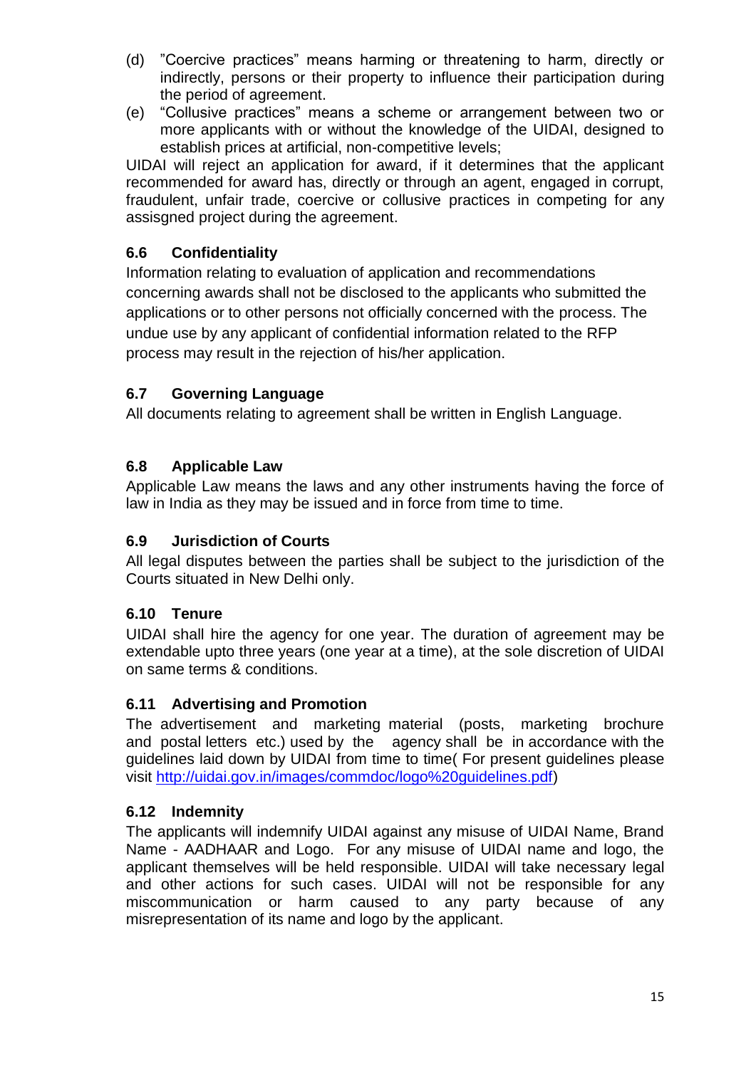(d) ”Coercive practices” means harming or threatening to harm, directly or indirectly, persons or their property to influence their participation during the period of agreement.

(e) “Collusive practices” means a scheme or arrangement between two or more applicants with or without the knowledge of the UIDAI, designed to establish prices at artificial, non-competitive levels;

UIDAI will reject an application for award, if it determines that the applicant recommended for award has, directly or through an agent, engaged in corrupt, fraudulent, unfair trade, coercive or collusive practices in competing for any assisgned project during the agreement.

### 6.6 Confidentiality

Information relating to evaluation of application and recommendations concerning awards shall not be disclosed to the applicants who submitted the applications or to other persons not officially concerned with the process. The undue use by any applicant of confidential information related to the RFP process may result in the rejection of his/her application.

### 6.7 Governing Language

All documents relating to agreement shall be written in English Language.

### 6.8 Applicable Law

Applicable Law means the laws and any other instruments having the force of law in India as they may be issued and in force from time to time.

### 6.9 Jurisdiction of Courts

All legal disputes between the parties shall be subject to the jurisdiction of the Courts situated in New Delhi only.

### 6.10 Tenure

UIDAI shall hire the agency for one year. The duration of agreement may be extendable upto three years (one year at a time), at the sole discretion of UIDAI on same terms & conditions.

### 6.11 Advertising and Promotion

The advertisement and marketing material (posts, marketing brochure and postal letters etc.) used by the agency shall be in accordance with the guidelines laid down by UIDAI from time to time( For present guidelines please visit http://uidai.gov.in/images/commdoc/logo%20guidelines.pdf)

### 6.12 Indemnity

The applicants will indemnify UIDAI against any misuse of UIDAI Name, Brand Name - AADHAAR and Logo. For any misuse of UIDAI name and logo, the applicant themselves will be held responsible. UIDAI will take necessary legal and other actions for such cases. UIDAI will not be responsible for any miscommunication or harm caused to any party because of any misrepresentation of its name and logo by the applicant.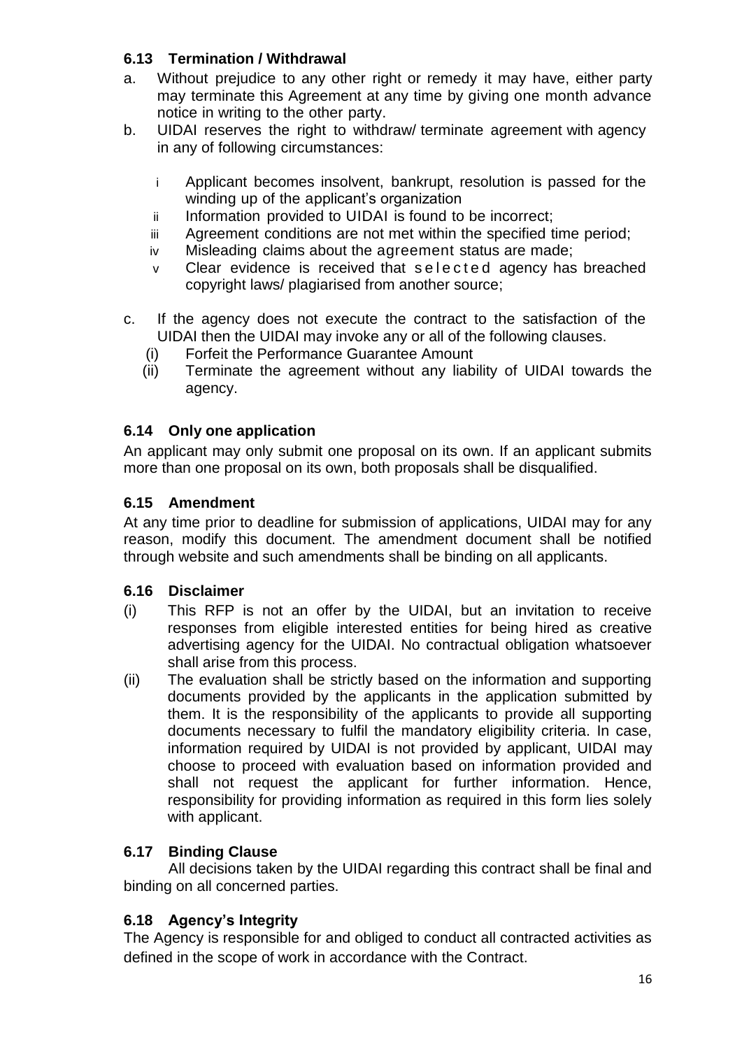### 6.13 Termination / Withdrawal

a. Without prejudice to any other right or remedy it may have, either party may terminate this Agreement at any time by giving one month advance notice in writing to the other party.

b. UIDAI reserves the right to withdraw/ terminate agreement with agency in any of following circumstances:

   i Applicant becomes insolvent, bankrupt, resolution is passed for the winding up of the applicant's organization
   ii Information provided to UIDAI is found to be incorrect;
   iii Agreement conditions are not met within the specified time period;
   iv Misleading claims about the agreement status are made;
   v Clear evidence is received that selected agency has breached copyright laws/ plagiarised from another source;

c. If the agency does not execute the contract to the satisfaction of the UIDAI then the UIDAI may invoke any or all of the following clauses.
   (i) Forfeit the Performance Guarantee Amount
   (ii) Terminate the agreement without any liability of UIDAI towards the agency.

### 6.14 Only one application

An applicant may only submit one proposal on its own. If an applicant submits more than one proposal on its own, both proposals shall be disqualified.

### 6.15 Amendment

At any time prior to deadline for submission of applications, UIDAI may for any reason, modify this document. The amendment document shall be notified through website and such amendments shall be binding on all applicants.

### 6.16 Disclaimer

(i) This RFP is not an offer by the UIDAI, but an invitation to receive responses from eligible interested entities for being hired as creative advertising agency for the UIDAI. No contractual obligation whatsoever shall arise from this process.

(ii) The evaluation shall be strictly based on the information and supporting documents provided by the applicants in the application submitted by them. It is the responsibility of the applicants to provide all supporting documents necessary to fulfil the mandatory eligibility criteria. In case, information required by UIDAI is not provided by applicant, UIDAI may choose to proceed with evaluation based on information provided and shall not request the applicant for further information. Hence, responsibility for providing information as required in this form lies solely with applicant.

### 6.17 Binding Clause

All decisions taken by the UIDAI regarding this contract shall be final and binding on all concerned parties.

### 6.18 Agency's Integrity

The Agency is responsible for and obliged to conduct all contracted activities as defined in the scope of work in accordance with the Contract.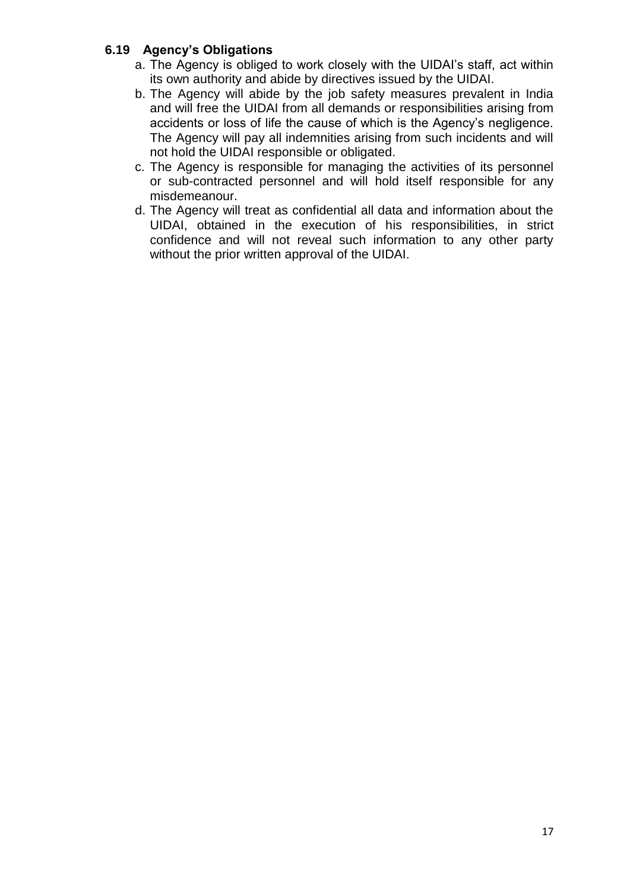### 6.19 Agency's Obligations

a. The Agency is obliged to work closely with the UIDAI's staff, act within its own authority and abide by directives issued by the UIDAI.
b. The Agency will abide by the job safety measures prevalent in India and will free the UIDAI from all demands or responsibilities arising from accidents or loss of life the cause of which is the Agency's negligence. The Agency will pay all indemnities arising from such incidents and will not hold the UIDAI responsible or obligated.
c. The Agency is responsible for managing the activities of its personnel or sub-contracted personnel and will hold itself responsible for any misdemeanour.
d. The Agency will treat as confidential all data and information about the UIDAI, obtained in the execution of his responsibilities, in strict confidence and will not reveal such information to any other party without the prior written approval of the UIDAI.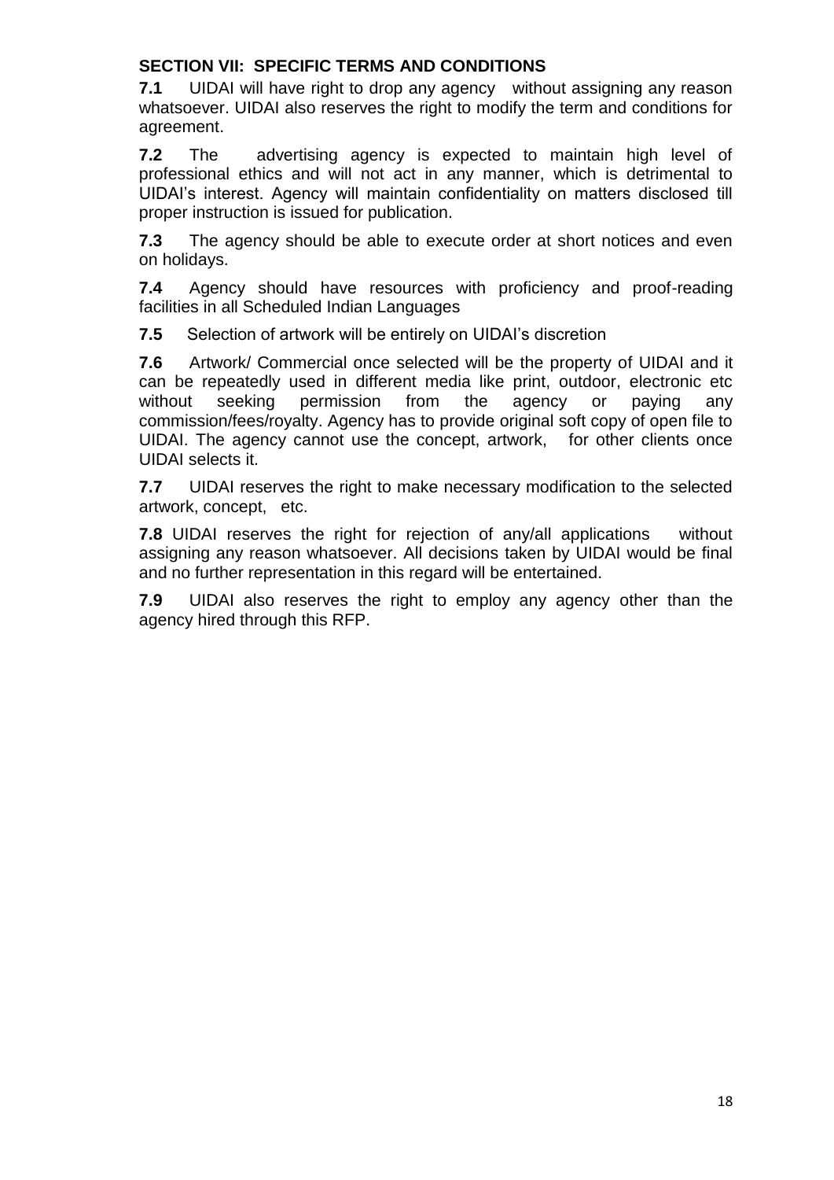## SECTION VII: SPECIFIC TERMS AND CONDITIONS

**7.1** UIDAI will have right to drop any agency without assigning any reason whatsoever. UIDAI also reserves the right to modify the term and conditions for agreement.

**7.2** The advertising agency is expected to maintain high level of professional ethics and will not act in any manner, which is detrimental to UIDAI's interest. Agency will maintain confidentiality on matters disclosed till proper instruction is issued for publication.

**7.3** The agency should be able to execute order at short notices and even on holidays.

**7.4** Agency should have resources with proficiency and proof-reading facilities in all Scheduled Indian Languages

**7.5** Selection of artwork will be entirely on UIDAI's discretion

**7.6** Artwork/ Commercial once selected will be the property of UIDAI and it can be repeatedly used in different media like print, outdoor, electronic etc without seeking permission from the agency or paying any commission/fees/royalty. Agency has to provide original soft copy of open file to UIDAI. The agency cannot use the concept, artwork, for other clients once UIDAI selects it.

**7.7** UIDAI reserves the right to make necessary modification to the selected artwork, concept, etc.

**7.8** UIDAI reserves the right for rejection of any/all applications without assigning any reason whatsoever. All decisions taken by UIDAI would be final and no further representation in this regard will be entertained.

**7.9** UIDAI also reserves the right to employ any agency other than the agency hired through this RFP.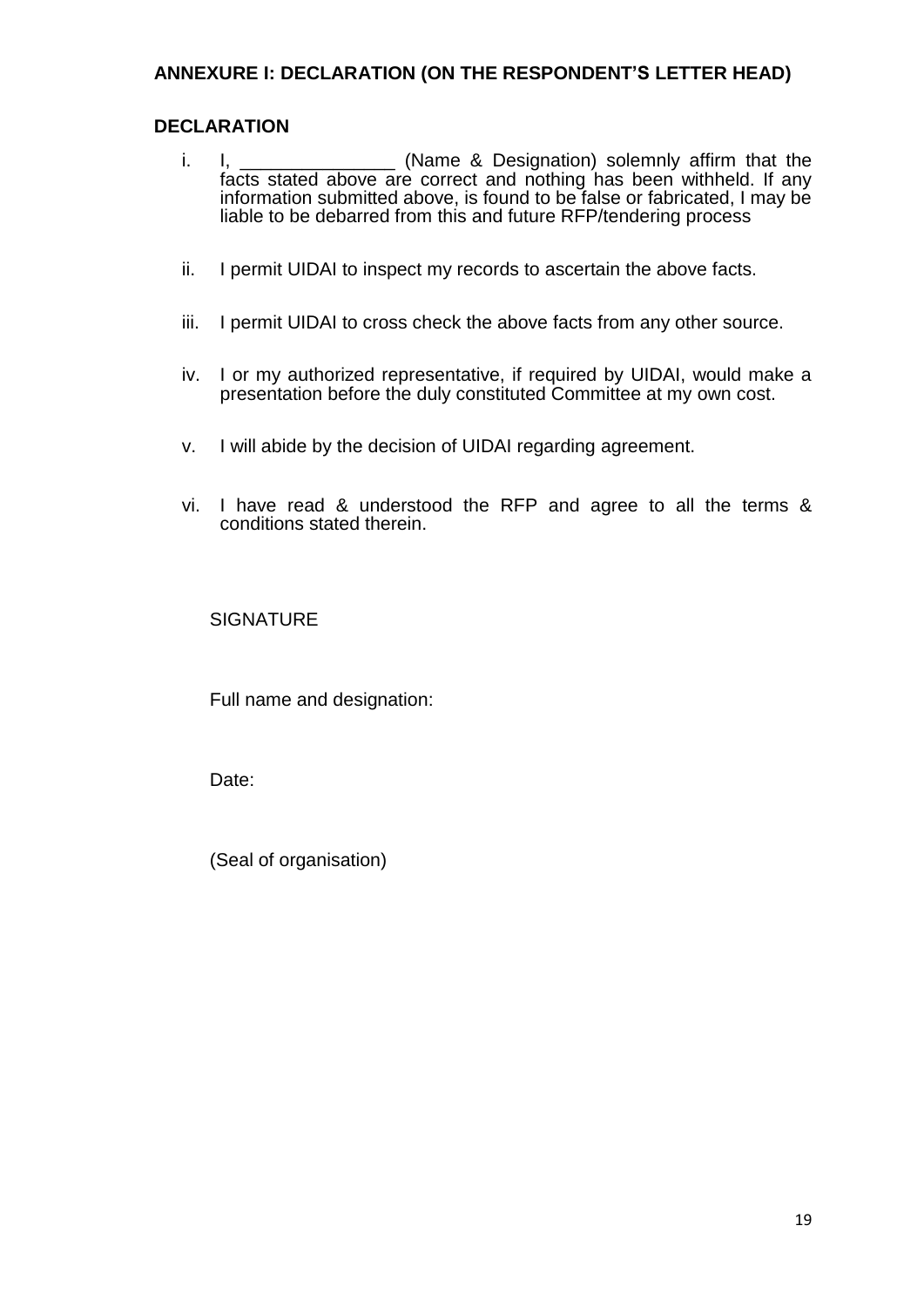**ANNEXURE I: DECLARATION (ON THE RESPONDENT'S LETTER HEAD)**

**DECLARATION**

i. I, _______________ (Name & Designation) solemnly affirm that the facts stated above are correct and nothing has been withheld. If any information submitted above, is found to be false or fabricated, I may be liable to be debarred from this and future RFP/tendering process

ii. I permit UIDAI to inspect my records to ascertain the above facts.

iii. I permit UIDAI to cross check the above facts from any other source.

iv. I or my authorized representative, if required by UIDAI, would make a presentation before the duly constituted Committee at my own cost.

v. I will abide by the decision of UIDAI regarding agreement.

vi. I have read & understood the RFP and agree to all the terms & conditions stated therein.

SIGNATURE

Full name and designation:

Date:

(Seal of organisation)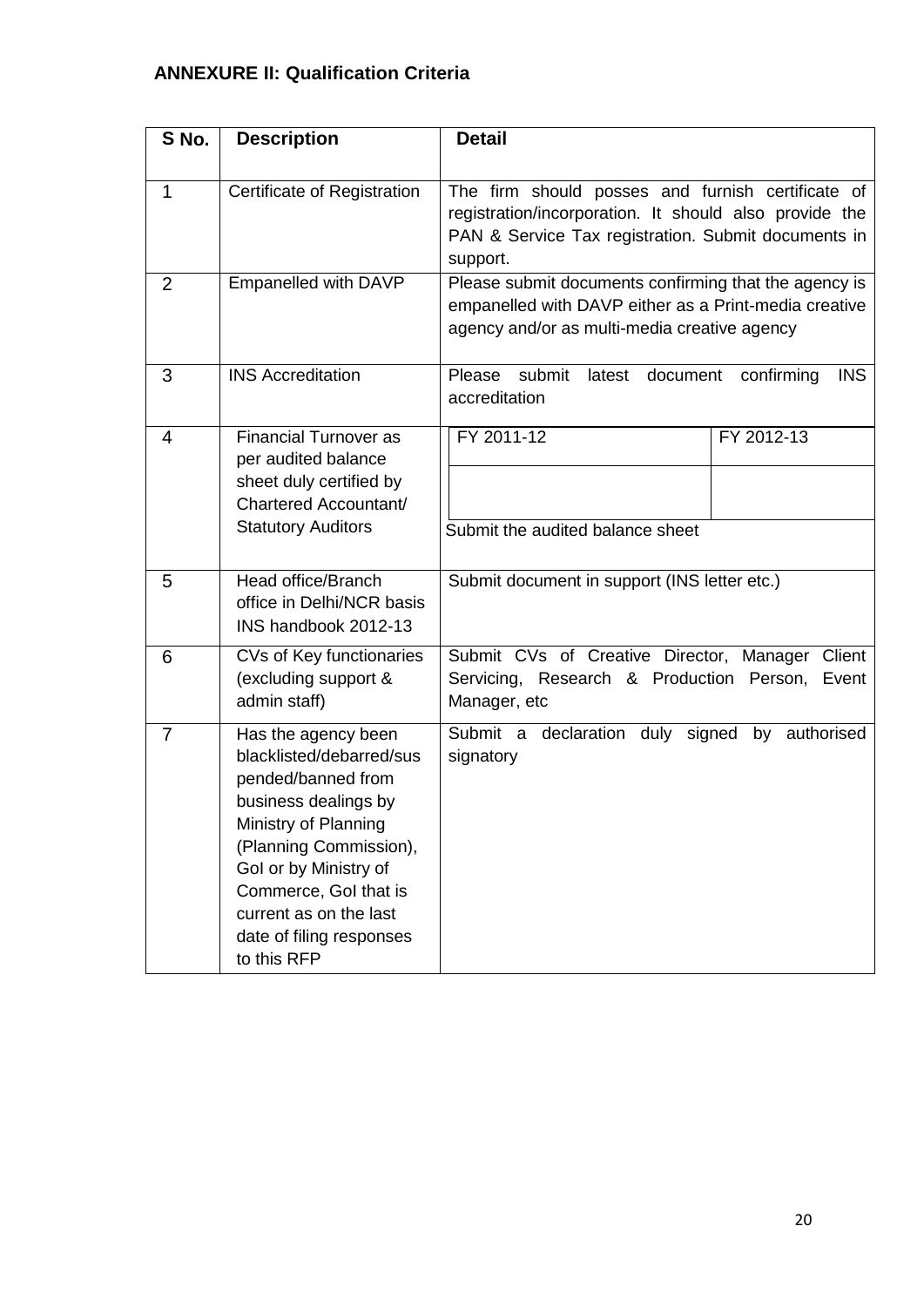**ANNEXURE II: Qualification Criteria**

| S No. | Description | Detail |
|---|---|---|
| 1 | Certificate of Registration | The firm should posses and furnish certificate of registration/incorporation. It should also provide the PAN & Service Tax registration. Submit documents in support. |
| 2 | Empanelled with DAVP | Please submit documents confirming that the agency is empanelled with DAVP either as a Print-media creative agency and/or as multi-media creative agency |
| 3 | INS Accreditation | Please submit latest document confirming INS accreditation |
| 4 | Financial Turnover as per audited balance sheet duly certified by Chartered Accountant/ Statutory Auditors | FY 2011-12 / FY 2012-13 (blank entries)<br>Submit the audited balance sheet |
| 5 | Head office/Branch office in Delhi/NCR basis INS handbook 2012-13 | Submit document in support (INS letter etc.) |
| 6 | CVs of Key functionaries (excluding support & admin staff) | Submit CVs of Creative Director, Manager Client Servicing, Research & Production Person, Event Manager, etc |
| 7 | Has the agency been blacklisted/debarred/suspended/banned from business dealings by Ministry of Planning (Planning Commission), GoI or by Ministry of Commerce, GoI that is current as on the last date of filing responses to this RFP | Submit a declaration duly signed by authorised signatory |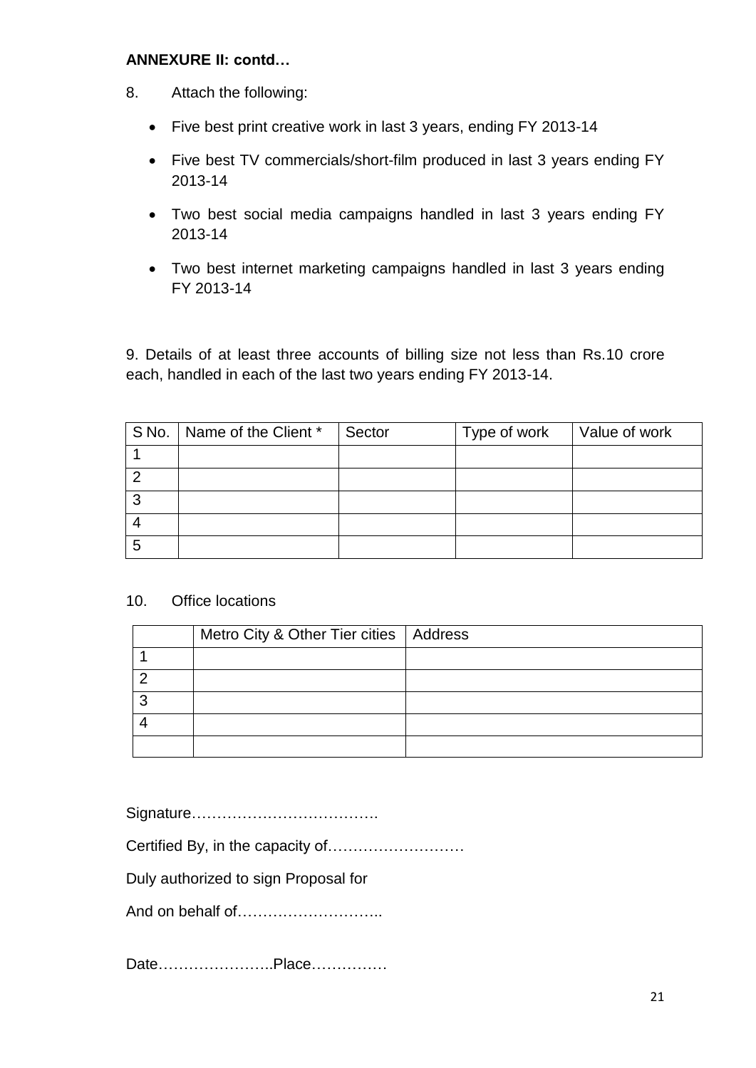**ANNEXURE II: contd…**

8. Attach the following:

- Five best print creative work in last 3 years, ending FY 2013-14
- Five best TV commercials/short-film produced in last 3 years ending FY 2013-14
- Two best social media campaigns handled in last 3 years ending FY 2013-14
- Two best internet marketing campaigns handled in last 3 years ending FY 2013-14

9. Details of at least three accounts of billing size not less than Rs.10 crore each, handled in each of the last two years ending FY 2013-14.

| S No. | Name of the Client * | Sector | Type of work | Value of work |
|---|---|---|---|---|
| 1 | | | | |
| 2 | | | | |
| 3 | | | | |
| 4 | | | | |
| 5 | | | | |

10. Office locations

| | Metro City & Other Tier cities | Address |
|---|---|---|
| 1 | | |
| 2 | | |
| 3 | | |
| 4 | | |
| | | |

Signature……………………………….

Certified By, in the capacity of………………………

Duly authorized to sign Proposal for

And on behalf of………………………..

Date…………………..Place……………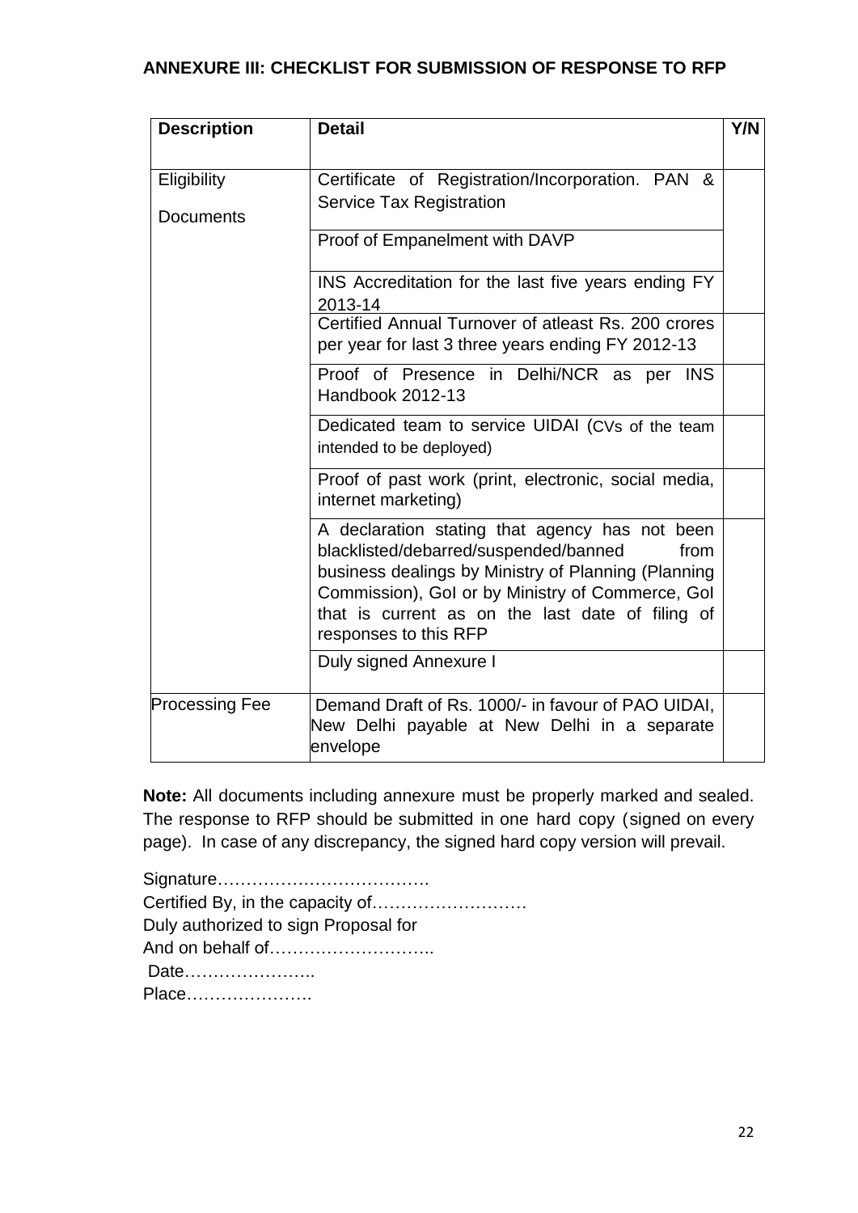**ANNEXURE III: CHECKLIST FOR SUBMISSION OF RESPONSE TO RFP**

| **Description** | **Detail** | **Y/N** |
|---|---|---|
| Eligibility Documents | Certificate of Registration/Incorporation. PAN & Service Tax Registration | |
| | Proof of Empanelment with DAVP | |
| | INS Accreditation for the last five years ending FY 2013-14 | |
| | Certified Annual Turnover of atleast Rs. 200 crores per year for last 3 three years ending FY 2012-13 | |
| | Proof of Presence in Delhi/NCR as per INS Handbook 2012-13 | |
| | Dedicated team to service UIDAI (CVs of the team intended to be deployed) | |
| | Proof of past work (print, electronic, social media, internet marketing) | |
| | A declaration stating that agency has not been blacklisted/debarred/suspended/banned from business dealings by Ministry of Planning (Planning Commission), GoI or by Ministry of Commerce, GoI that is current as on the last date of filing of responses to this RFP | |
| | Duly signed Annexure I | |
| Processing Fee | Demand Draft of Rs. 1000/- in favour of PAO UIDAI, New Delhi payable at New Delhi in a separate envelope | |

**Note:** All documents including annexure must be properly marked and sealed. The response to RFP should be submitted in one hard copy (signed on every page). In case of any discrepancy, the signed hard copy version will prevail.

Signature……………………………….
Certified By, in the capacity of………………………
Duly authorized to sign Proposal for
And on behalf of………………………..
Date…………………..
Place………………….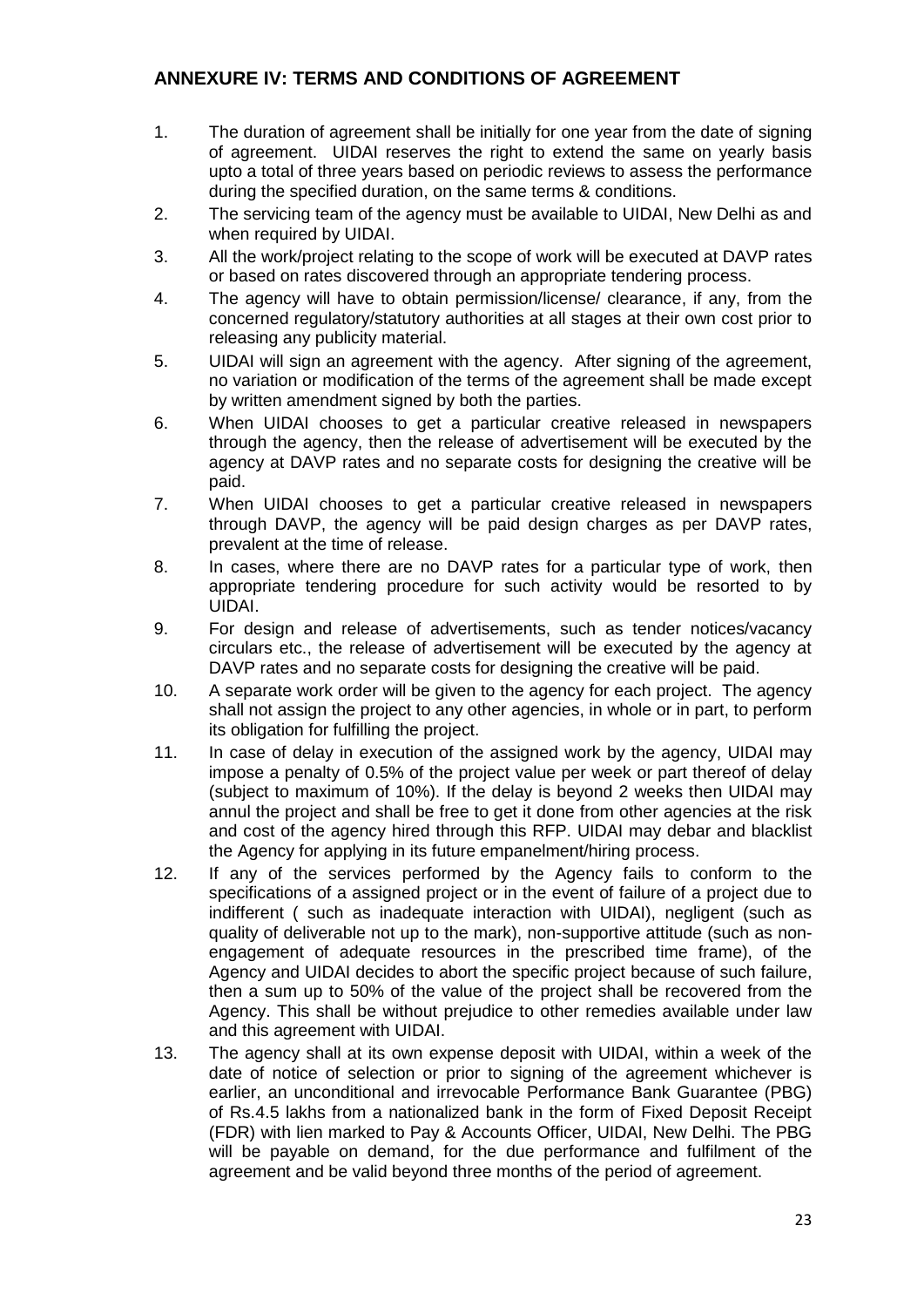## ANNEXURE IV: TERMS AND CONDITIONS OF AGREEMENT

1. The duration of agreement shall be initially for one year from the date of signing of agreement. UIDAI reserves the right to extend the same on yearly basis upto a total of three years based on periodic reviews to assess the performance during the specified duration, on the same terms & conditions.
2. The servicing team of the agency must be available to UIDAI, New Delhi as and when required by UIDAI.
3. All the work/project relating to the scope of work will be executed at DAVP rates or based on rates discovered through an appropriate tendering process.
4. The agency will have to obtain permission/license/ clearance, if any, from the concerned regulatory/statutory authorities at all stages at their own cost prior to releasing any publicity material.
5. UIDAI will sign an agreement with the agency. After signing of the agreement, no variation or modification of the terms of the agreement shall be made except by written amendment signed by both the parties.
6. When UIDAI chooses to get a particular creative released in newspapers through the agency, then the release of advertisement will be executed by the agency at DAVP rates and no separate costs for designing the creative will be paid.
7. When UIDAI chooses to get a particular creative released in newspapers through DAVP, the agency will be paid design charges as per DAVP rates, prevalent at the time of release.
8. In cases, where there are no DAVP rates for a particular type of work, then appropriate tendering procedure for such activity would be resorted to by UIDAI.
9. For design and release of advertisements, such as tender notices/vacancy circulars etc., the release of advertisement will be executed by the agency at DAVP rates and no separate costs for designing the creative will be paid.
10. A separate work order will be given to the agency for each project. The agency shall not assign the project to any other agencies, in whole or in part, to perform its obligation for fulfilling the project.
11. In case of delay in execution of the assigned work by the agency, UIDAI may impose a penalty of 0.5% of the project value per week or part thereof of delay (subject to maximum of 10%). If the delay is beyond 2 weeks then UIDAI may annul the project and shall be free to get it done from other agencies at the risk and cost of the agency hired through this RFP. UIDAI may debar and blacklist the Agency for applying in its future empanelment/hiring process.
12. If any of the services performed by the Agency fails to conform to the specifications of a assigned project or in the event of failure of a project due to indifferent ( such as inadequate interaction with UIDAI), negligent (such as quality of deliverable not up to the mark), non-supportive attitude (such as non-engagement of adequate resources in the prescribed time frame), of the Agency and UIDAI decides to abort the specific project because of such failure, then a sum up to 50% of the value of the project shall be recovered from the Agency. This shall be without prejudice to other remedies available under law and this agreement with UIDAI.
13. The agency shall at its own expense deposit with UIDAI, within a week of the date of notice of selection or prior to signing of the agreement whichever is earlier, an unconditional and irrevocable Performance Bank Guarantee (PBG) of Rs.4.5 lakhs from a nationalized bank in the form of Fixed Deposit Receipt (FDR) with lien marked to Pay & Accounts Officer, UIDAI, New Delhi. The PBG will be payable on demand, for the due performance and fulfilment of the agreement and be valid beyond three months of the period of agreement.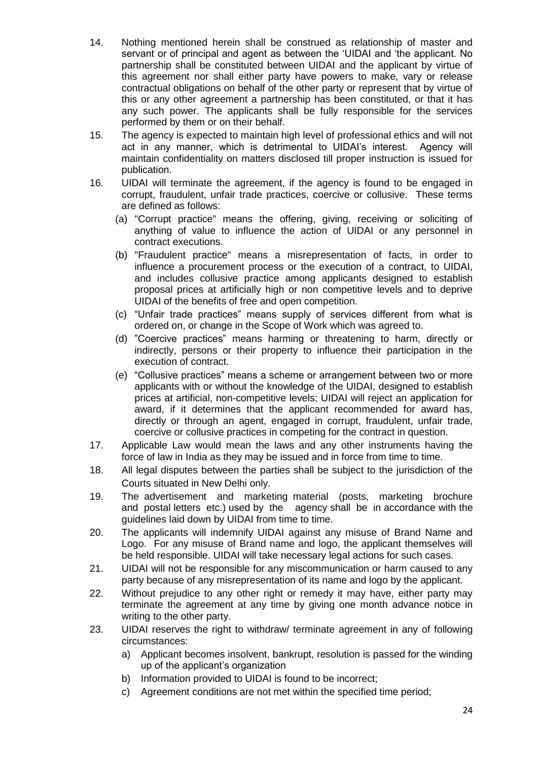14. Nothing mentioned herein shall be construed as relationship of master and servant or of principal and agent as between the 'UIDAI and 'the applicant. No partnership shall be constituted between UIDAI and the applicant by virtue of this agreement nor shall either party have powers to make, vary or release contractual obligations on behalf of the other party or represent that by virtue of this or any other agreement a partnership has been constituted, or that it has any such power. The applicants shall be fully responsible for the services performed by them or on their behalf.
15. The agency is expected to maintain high level of professional ethics and will not act in any manner, which is detrimental to UIDAI's interest. Agency will maintain confidentiality on matters disclosed till proper instruction is issued for publication.
16. UIDAI will terminate the agreement, if the agency is found to be engaged in corrupt, fraudulent, unfair trade practices, coercive or collusive. These terms are defined as follows:
    (a) "Corrupt practice" means the offering, giving, receiving or soliciting of anything of value to influence the action of UIDAI or any personnel in contract executions.
    (b) "Fraudulent practice" means a misrepresentation of facts, in order to influence a procurement process or the execution of a contract, to UIDAI, and includes collusive practice among applicants designed to establish proposal prices at artificially high or non competitive levels and to deprive UIDAI of the benefits of free and open competition.
    (c) "Unfair trade practices" means supply of services different from what is ordered on, or change in the Scope of Work which was agreed to.
    (d) "Coercive practices" means harming or threatening to harm, directly or indirectly, persons or their property to influence their participation in the execution of contract.
    (e) "Collusive practices" means a scheme or arrangement between two or more applicants with or without the knowledge of the UIDAI, designed to establish prices at artificial, non-competitive levels; UIDAI will reject an application for award, if it determines that the applicant recommended for award has, directly or through an agent, engaged in corrupt, fraudulent, unfair trade, coercive or collusive practices in competing for the contract in question.
17. Applicable Law would mean the laws and any other instruments having the force of law in India as they may be issued and in force from time to time.
18. All legal disputes between the parties shall be subject to the jurisdiction of the Courts situated in New Delhi only.
19. The advertisement and marketing material (posts, marketing brochure and postal letters etc.) used by the agency shall be in accordance with the guidelines laid down by UIDAI from time to time.
20. The applicants will indemnify UIDAI against any misuse of Brand Name and Logo. For any misuse of Brand name and logo, the applicant themselves will be held responsible. UIDAI will take necessary legal actions for such cases.
21. UIDAI will not be responsible for any miscommunication or harm caused to any party because of any misrepresentation of its name and logo by the applicant.
22. Without prejudice to any other right or remedy it may have, either party may terminate the agreement at any time by giving one month advance notice in writing to the other party.
23. UIDAI reserves the right to withdraw/ terminate agreement in any of following circumstances:
    a) Applicant becomes insolvent, bankrupt, resolution is passed for the winding up of the applicant's organization
    b) Information provided to UIDAI is found to be incorrect;
    c) Agreement conditions are not met within the specified time period;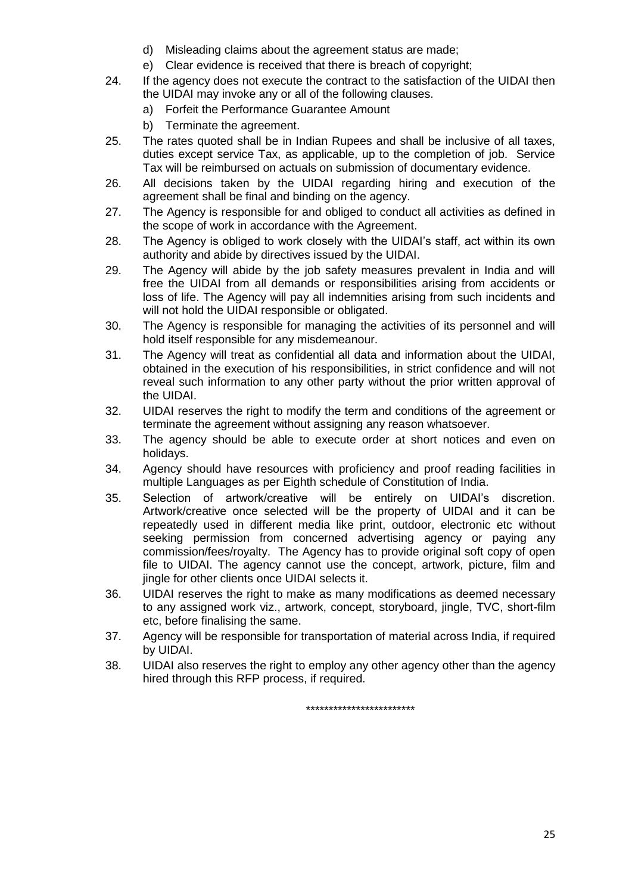d) Misleading claims about the agreement status are made;

e) Clear evidence is received that there is breach of copyright;

24. If the agency does not execute the contract to the satisfaction of the UIDAI then the UIDAI may invoke any or all of the following clauses.
    a) Forfeit the Performance Guarantee Amount
    b) Terminate the agreement.
25. The rates quoted shall be in Indian Rupees and shall be inclusive of all taxes, duties except service Tax, as applicable, up to the completion of job. Service Tax will be reimbursed on actuals on submission of documentary evidence.
26. All decisions taken by the UIDAI regarding hiring and execution of the agreement shall be final and binding on the agency.
27. The Agency is responsible for and obliged to conduct all activities as defined in the scope of work in accordance with the Agreement.
28. The Agency is obliged to work closely with the UIDAI's staff, act within its own authority and abide by directives issued by the UIDAI.
29. The Agency will abide by the job safety measures prevalent in India and will free the UIDAI from all demands or responsibilities arising from accidents or loss of life. The Agency will pay all indemnities arising from such incidents and will not hold the UIDAI responsible or obligated.
30. The Agency is responsible for managing the activities of its personnel and will hold itself responsible for any misdemeanour.
31. The Agency will treat as confidential all data and information about the UIDAI, obtained in the execution of his responsibilities, in strict confidence and will not reveal such information to any other party without the prior written approval of the UIDAI.
32. UIDAI reserves the right to modify the term and conditions of the agreement or terminate the agreement without assigning any reason whatsoever.
33. The agency should be able to execute order at short notices and even on holidays.
34. Agency should have resources with proficiency and proof reading facilities in multiple Languages as per Eighth schedule of Constitution of India.
35. Selection of artwork/creative will be entirely on UIDAI's discretion. Artwork/creative once selected will be the property of UIDAI and it can be repeatedly used in different media like print, outdoor, electronic etc without seeking permission from concerned advertising agency or paying any commission/fees/royalty. The Agency has to provide original soft copy of open file to UIDAI. The agency cannot use the concept, artwork, picture, film and jingle for other clients once UIDAI selects it.
36. UIDAI reserves the right to make as many modifications as deemed necessary to any assigned work viz., artwork, concept, storyboard, jingle, TVC, short-film etc, before finalising the same.
37. Agency will be responsible for transportation of material across India, if required by UIDAI.
38. UIDAI also reserves the right to employ any other agency other than the agency hired through this RFP process, if required.

************************